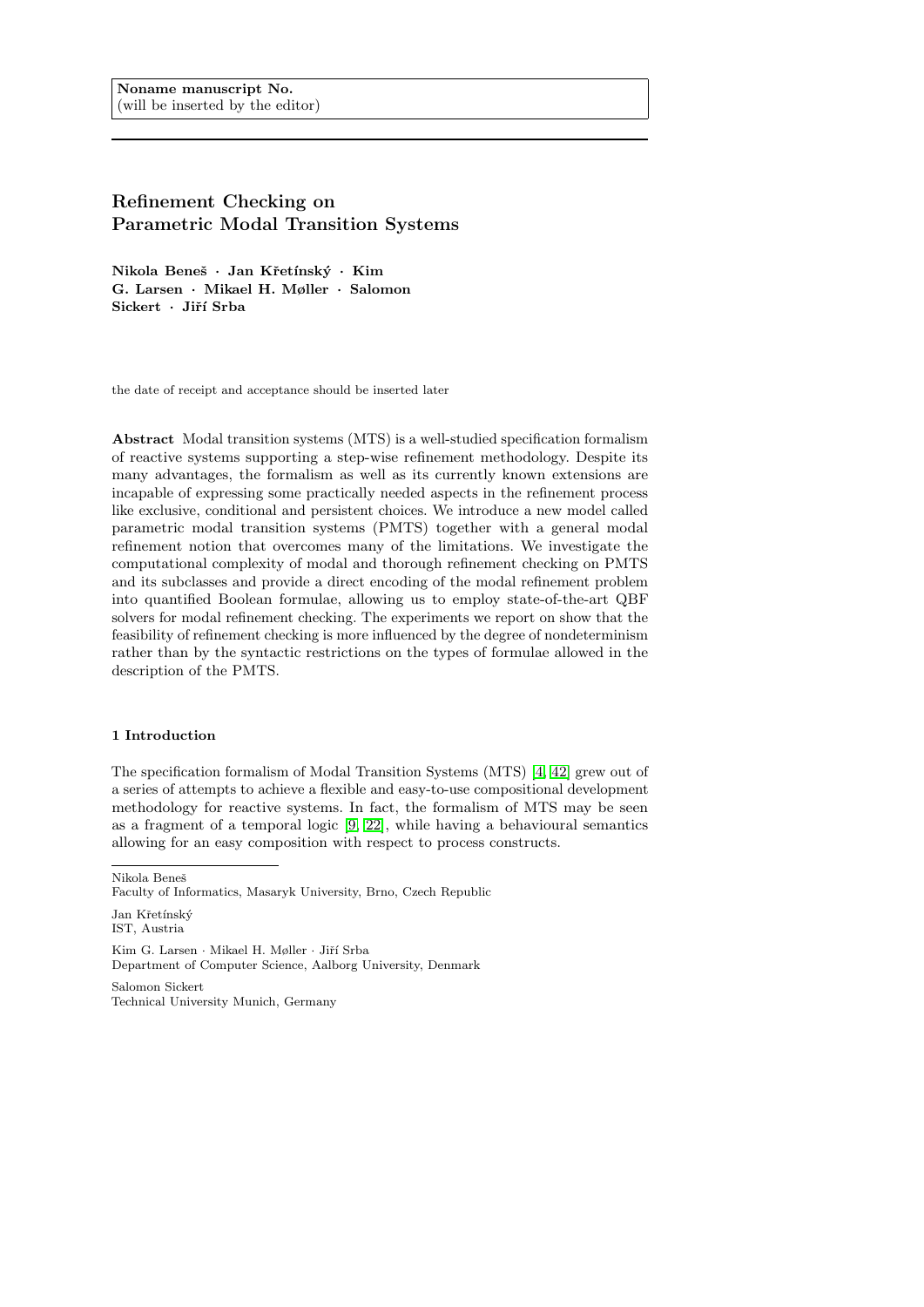Noname manuscript No.
(will be inserted by the editor)

# Refinement Checking on Parametric Modal Transition Systems

**Nikola Beneš · Jan Křetínský · Kim G. Larsen · Mikael H. Møller · Salomon Sickert · Jiří Srba**

the date of receipt and acceptance should be inserted later

**Abstract** Modal transition systems (MTS) is a well-studied specification formalism of reactive systems supporting a step-wise refinement methodology. Despite its many advantages, the formalism as well as its currently known extensions are incapable of expressing some practically needed aspects in the refinement process like exclusive, conditional and persistent choices. We introduce a new model called parametric modal transition systems (PMTS) together with a general modal refinement notion that overcomes many of the limitations. We investigate the computational complexity of modal and thorough refinement checking on PMTS and its subclasses and provide a direct encoding of the modal refinement problem into quantified Boolean formulae, allowing us to employ state-of-the-art QBF solvers for modal refinement checking. The experiments we report on show that the feasibility of refinement checking is more influenced by the degree of nondeterminism rather than by the syntactic restrictions on the types of formulae allowed in the description of the PMTS.

## 1 Introduction

The specification formalism of Modal Transition Systems (MTS) [4, 42] grew out of a series of attempts to achieve a flexible and easy-to-use compositional development methodology for reactive systems. In fact, the formalism of MTS may be seen as a fragment of a temporal logic [9, 22], while having a behavioural semantics allowing for an easy composition with respect to process constructs.

Nikola Beneš
Faculty of Informatics, Masaryk University, Brno, Czech Republic

Jan Křetínský
IST, Austria

Kim G. Larsen · Mikael H. Møller · Jiří Srba
Department of Computer Science, Aalborg University, Denmark

Salomon Sickert
Technical University Munich, Germany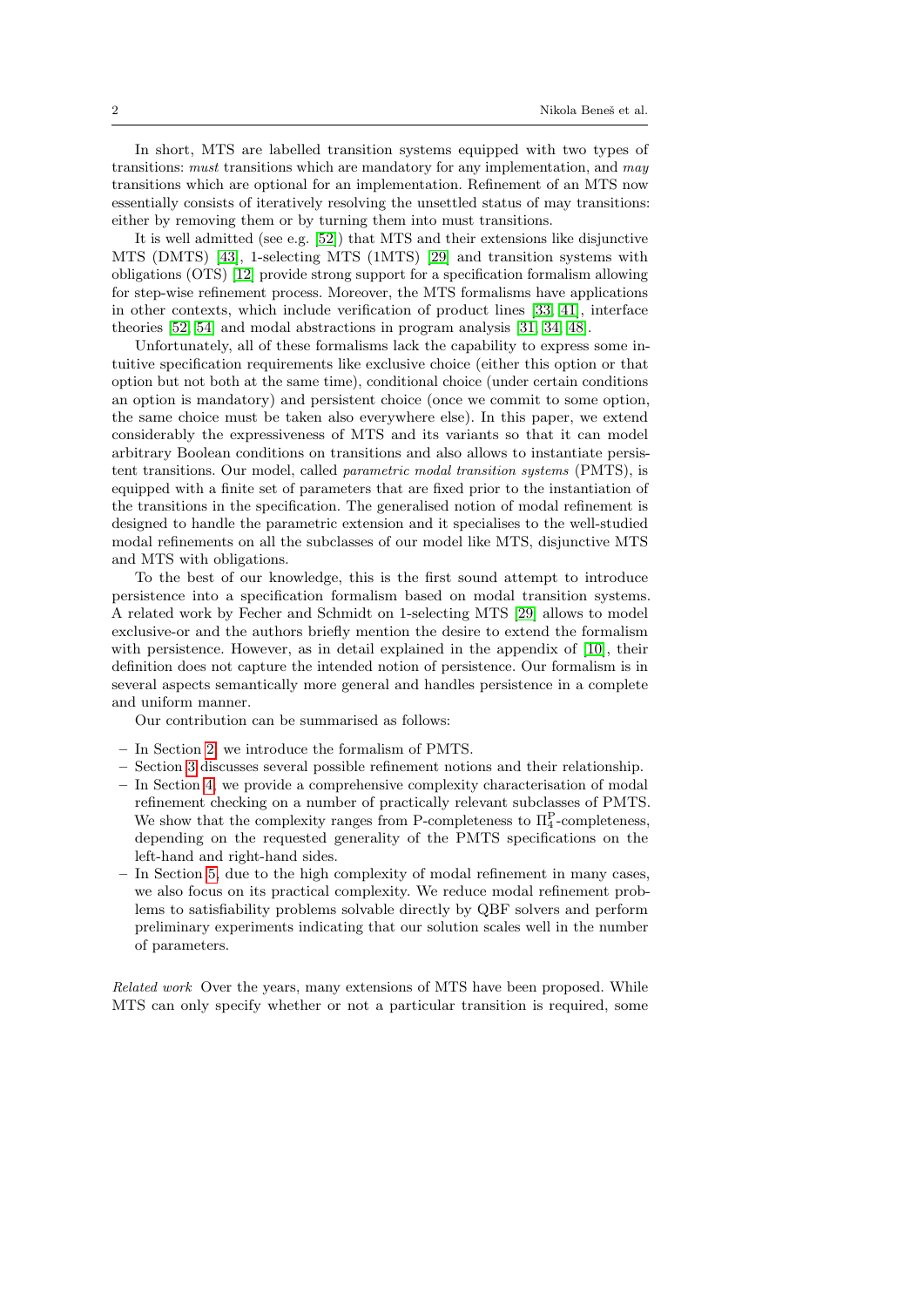In short, MTS are labelled transition systems equipped with two types of transitions: *must* transitions which are mandatory for any implementation, and *may* transitions which are optional for an implementation. Refinement of an MTS now essentially consists of iteratively resolving the unsettled status of may transitions: either by removing them or by turning them into must transitions.

It is well admitted (see e.g. [52]) that MTS and their extensions like disjunctive MTS (DMTS) [43], 1-selecting MTS (1MTS) [29] and transition systems with obligations (OTS) [12] provide strong support for a specification formalism allowing for step-wise refinement process. Moreover, the MTS formalisms have applications in other contexts, which include verification of product lines [33, 41], interface theories [52, 54] and modal abstractions in program analysis [31, 34, 48].

Unfortunately, all of these formalisms lack the capability to express some intuitive specification requirements like exclusive choice (either this option or that option but not both at the same time), conditional choice (under certain conditions an option is mandatory) and persistent choice (once we commit to some option, the same choice must be taken also everywhere else). In this paper, we extend considerably the expressiveness of MTS and its variants so that it can model arbitrary Boolean conditions on transitions and also allows to instantiate persistent transitions. Our model, called *parametric modal transition systems* (PMTS), is equipped with a finite set of parameters that are fixed prior to the instantiation of the transitions in the specification. The generalised notion of modal refinement is designed to handle the parametric extension and it specialises to the well-studied modal refinements on all the subclasses of our model like MTS, disjunctive MTS and MTS with obligations.

To the best of our knowledge, this is the first sound attempt to introduce persistence into a specification formalism based on modal transition systems. A related work by Fecher and Schmidt on 1-selecting MTS [29] allows to model exclusive-or and the authors briefly mention the desire to extend the formalism with persistence. However, as in detail explained in the appendix of [10], their definition does not capture the intended notion of persistence. Our formalism is in several aspects semantically more general and handles persistence in a complete and uniform manner.

Our contribution can be summarised as follows:

- In Section 2, we introduce the formalism of PMTS.
- Section 3 discusses several possible refinement notions and their relationship.
- In Section 4, we provide a comprehensive complexity characterisation of modal refinement checking on a number of practically relevant subclasses of PMTS. We show that the complexity ranges from P-completeness to $\Pi_4^{\mathrm{P}}$-completeness, depending on the requested generality of the PMTS specifications on the left-hand and right-hand sides.
- In Section 5, due to the high complexity of modal refinement in many cases, we also focus on its practical complexity. We reduce modal refinement problems to satisfiability problems solvable directly by QBF solvers and perform preliminary experiments indicating that our solution scales well in the number of parameters.

*Related work* Over the years, many extensions of MTS have been proposed. While MTS can only specify whether or not a particular transition is required, some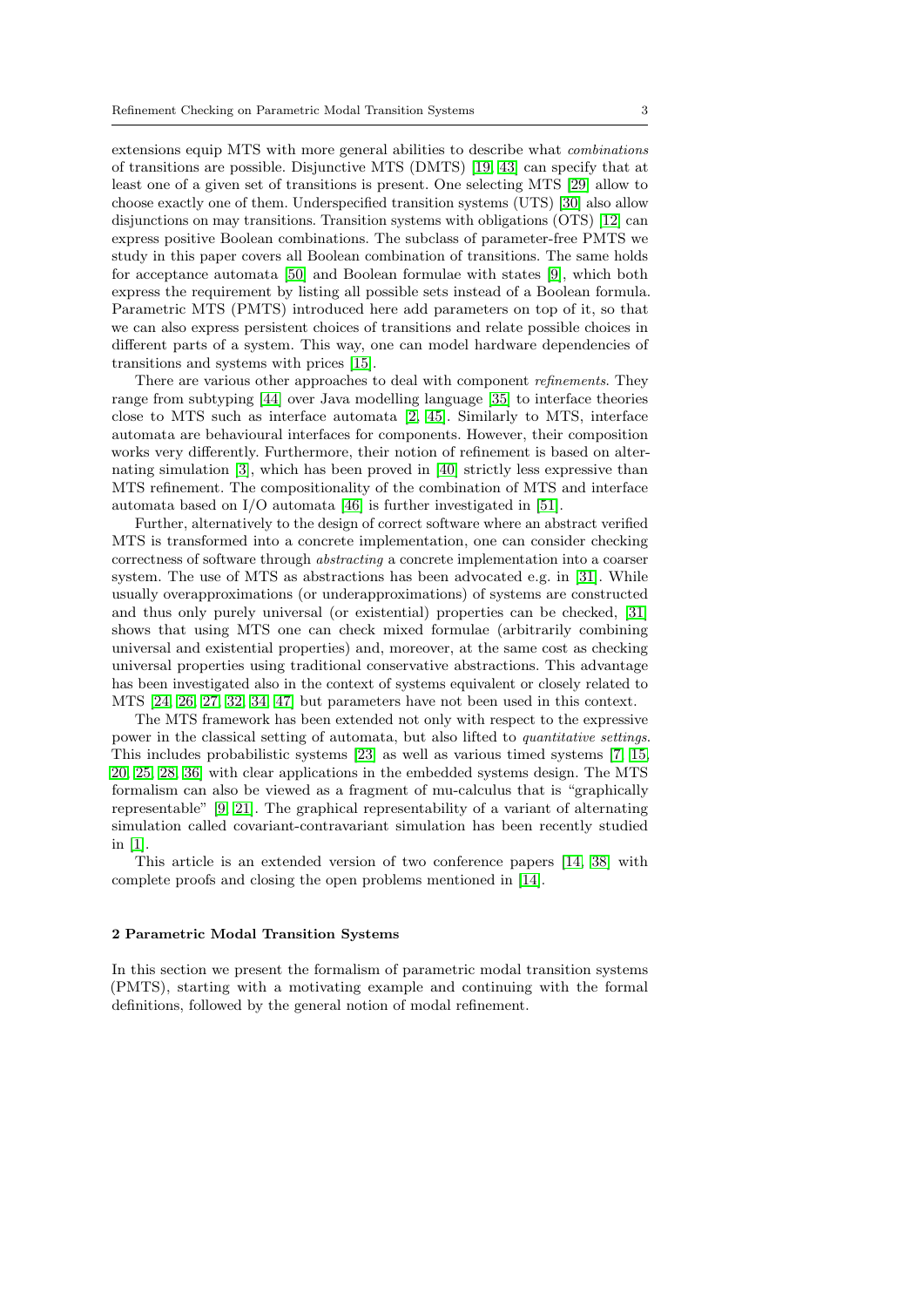extensions equip MTS with more general abilities to describe what *combinations* of transitions are possible. Disjunctive MTS (DMTS) [19, 43] can specify that at least one of a given set of transitions is present. One selecting MTS [29] allow to choose exactly one of them. Underspecified transition systems (UTS) [30] also allow disjunctions on may transitions. Transition systems with obligations (OTS) [12] can express positive Boolean combinations. The subclass of parameter-free PMTS we study in this paper covers all Boolean combination of transitions. The same holds for acceptance automata [50] and Boolean formulae with states [9], which both express the requirement by listing all possible sets instead of a Boolean formula. Parametric MTS (PMTS) introduced here add parameters on top of it, so that we can also express persistent choices of transitions and relate possible choices in different parts of a system. This way, one can model hardware dependencies of transitions and systems with prices [15].

There are various other approaches to deal with component *refinements*. They range from subtyping [44] over Java modelling language [35] to interface theories close to MTS such as interface automata [2, 45]. Similarly to MTS, interface automata are behavioural interfaces for components. However, their composition works very differently. Furthermore, their notion of refinement is based on alternating simulation [3], which has been proved in [40] strictly less expressive than MTS refinement. The compositionality of the combination of MTS and interface automata based on I/O automata [46] is further investigated in [51].

Further, alternatively to the design of correct software where an abstract verified MTS is transformed into a concrete implementation, one can consider checking correctness of software through *abstracting* a concrete implementation into a coarser system. The use of MTS as abstractions has been advocated e.g. in [31]. While usually overapproximations (or underapproximations) of systems are constructed and thus only purely universal (or existential) properties can be checked, [31] shows that using MTS one can check mixed formulae (arbitrarily combining universal and existential properties) and, moreover, at the same cost as checking universal properties using traditional conservative abstractions. This advantage has been investigated also in the context of systems equivalent or closely related to MTS [24, 26, 27, 32, 34, 47] but parameters have not been used in this context.

The MTS framework has been extended not only with respect to the expressive power in the classical setting of automata, but also lifted to *quantitative settings*. This includes probabilistic systems [23] as well as various timed systems [7, 15, 20, 25, 28, 36] with clear applications in the embedded systems design. The MTS formalism can also be viewed as a fragment of mu-calculus that is "graphically representable" [9, 21]. The graphical representability of a variant of alternating simulation called covariant-contravariant simulation has been recently studied in [1].

This article is an extended version of two conference papers [14, 38] with complete proofs and closing the open problems mentioned in [14].

## 2 Parametric Modal Transition Systems

In this section we present the formalism of parametric modal transition systems (PMTS), starting with a motivating example and continuing with the formal definitions, followed by the general notion of modal refinement.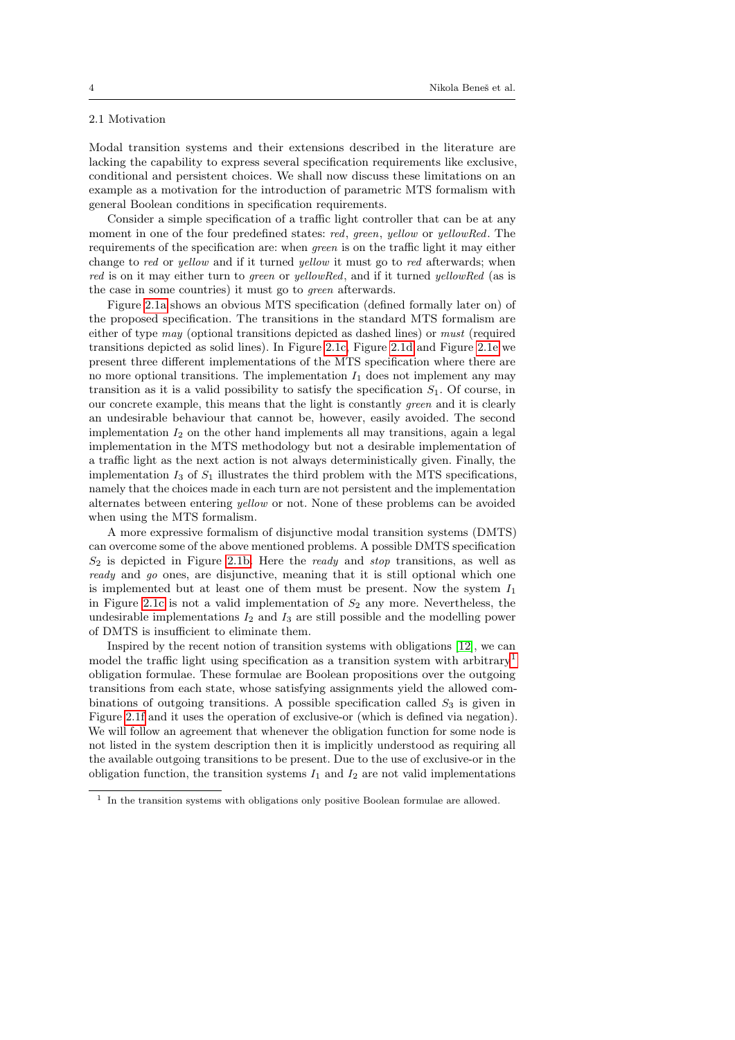### 2.1 Motivation

Modal transition systems and their extensions described in the literature are lacking the capability to express several specification requirements like exclusive, conditional and persistent choices. We shall now discuss these limitations on an example as a motivation for the introduction of parametric MTS formalism with general Boolean conditions in specification requirements.

Consider a simple specification of a traffic light controller that can be at any moment in one of the four predefined states: *red*, *green*, *yellow* or *yellowRed*. The requirements of the specification are: when *green* is on the traffic light it may either change to *red* or *yellow* and if it turned *yellow* it must go to *red* afterwards; when *red* is on it may either turn to *green* or *yellowRed*, and if it turned *yellowRed* (as is the case in some countries) it must go to *green* afterwards.

Figure 2.1a shows an obvious MTS specification (defined formally later on) of the proposed specification. The transitions in the standard MTS formalism are either of type *may* (optional transitions depicted as dashed lines) or *must* (required transitions depicted as solid lines). In Figure 2.1c, Figure 2.1d and Figure 2.1e we present three different implementations of the MTS specification where there are no more optional transitions. The implementation $I_1$ does not implement any may transition as it is a valid possibility to satisfy the specification $S_1$. Of course, in our concrete example, this means that the light is constantly *green* and it is clearly an undesirable behaviour that cannot be, however, easily avoided. The second implementation $I_2$ on the other hand implements all may transitions, again a legal implementation in the MTS methodology but not a desirable implementation of a traffic light as the next action is not always deterministically given. Finally, the implementation $I_3$ of $S_1$ illustrates the third problem with the MTS specifications, namely that the choices made in each turn are not persistent and the implementation alternates between entering *yellow* or not. None of these problems can be avoided when using the MTS formalism.

A more expressive formalism of disjunctive modal transition systems (DMTS) can overcome some of the above mentioned problems. A possible DMTS specification $S_2$ is depicted in Figure 2.1b. Here the *ready* and *stop* transitions, as well as *ready* and *go* ones, are disjunctive, meaning that it is still optional which one is implemented but at least one of them must be present. Now the system $I_1$ in Figure 2.1c is not a valid implementation of $S_2$ any more. Nevertheless, the undesirable implementations $I_2$ and $I_3$ are still possible and the modelling power of DMTS is insufficient to eliminate them.

Inspired by the recent notion of transition systems with obligations [12], we can model the traffic light using specification as a transition system with arbitrary[1] obligation formulae. These formulae are Boolean propositions over the outgoing transitions from each state, whose satisfying assignments yield the allowed combinations of outgoing transitions. A possible specification called $S_3$ is given in Figure 2.1f and it uses the operation of exclusive-or (which is defined via negation). We will follow an agreement that whenever the obligation function for some node is not listed in the system description then it is implicitly understood as requiring all the available outgoing transitions to be present. Due to the use of exclusive-or in the obligation function, the transition systems $I_1$ and $I_2$ are not valid implementations

[1] In the transition systems with obligations only positive Boolean formulae are allowed.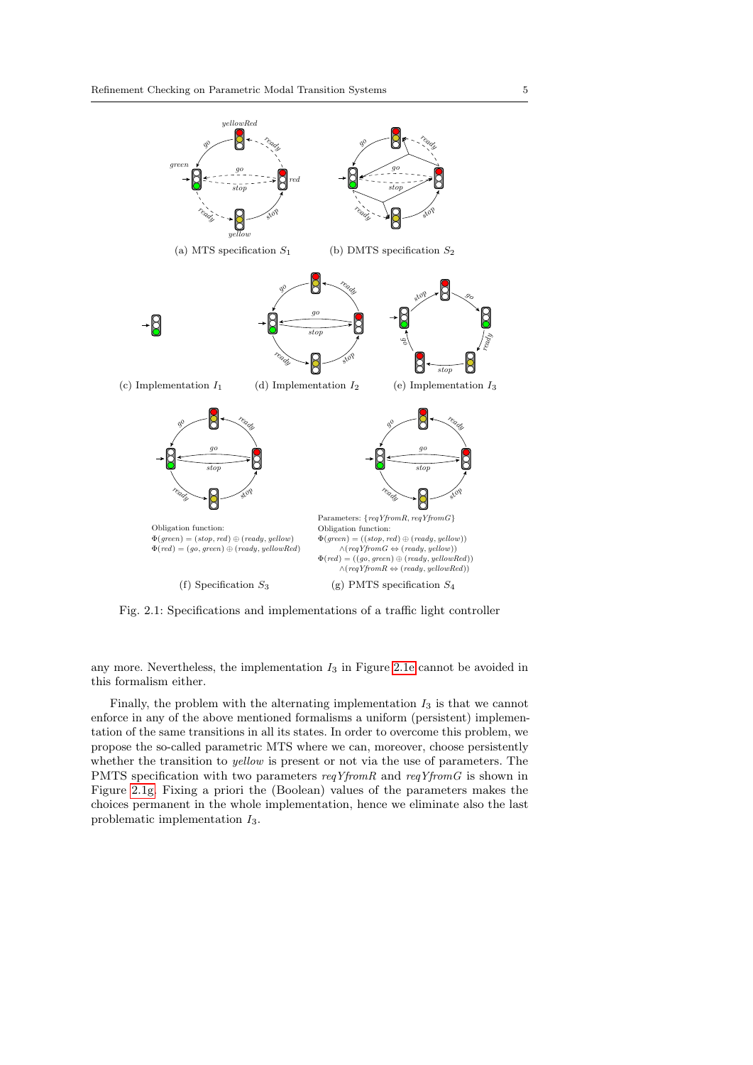(a) MTS specification $S_1$

(b) DMTS specification $S_2$

(c) Implementation $I_1$

(d) Implementation $I_2$

(e) Implementation $I_3$

Obligation function:
$\Phi(green) = (stop, red) \oplus (ready, yellow)$
$\Phi(red) = (go, green) \oplus (ready, yellowRed)$

(f) Specification $S_3$

Parameters: $\{reqYfromR, reqYfromG\}$
Obligation function:
$\Phi(green) = ((stop, red) \oplus (ready, yellow)) \wedge (reqYfromG \Leftrightarrow (ready, yellow))$
$\Phi(red) = ((go, green) \oplus (ready, yellowRed)) \wedge (reqYfromR \Leftrightarrow (ready, yellowRed))$

(g) PMTS specification $S_4$

Fig. 2.1: Specifications and implementations of a traffic light controller

any more. Nevertheless, the implementation $I_3$ in Figure 2.1e cannot be avoided in this formalism either.

Finally, the problem with the alternating implementation $I_3$ is that we cannot enforce in any of the above mentioned formalisms a uniform (persistent) implementation of the same transitions in all its states. In order to overcome this problem, we propose the so-called parametric MTS where we can, moreover, choose persistently whether the transition to *yellow* is present or not via the use of parameters. The PMTS specification with two parameters *reqYfromR* and *reqYfromG* is shown in Figure 2.1g. Fixing a priori the (Boolean) values of the parameters makes the choices permanent in the whole implementation, hence we eliminate also the last problematic implementation $I_3$.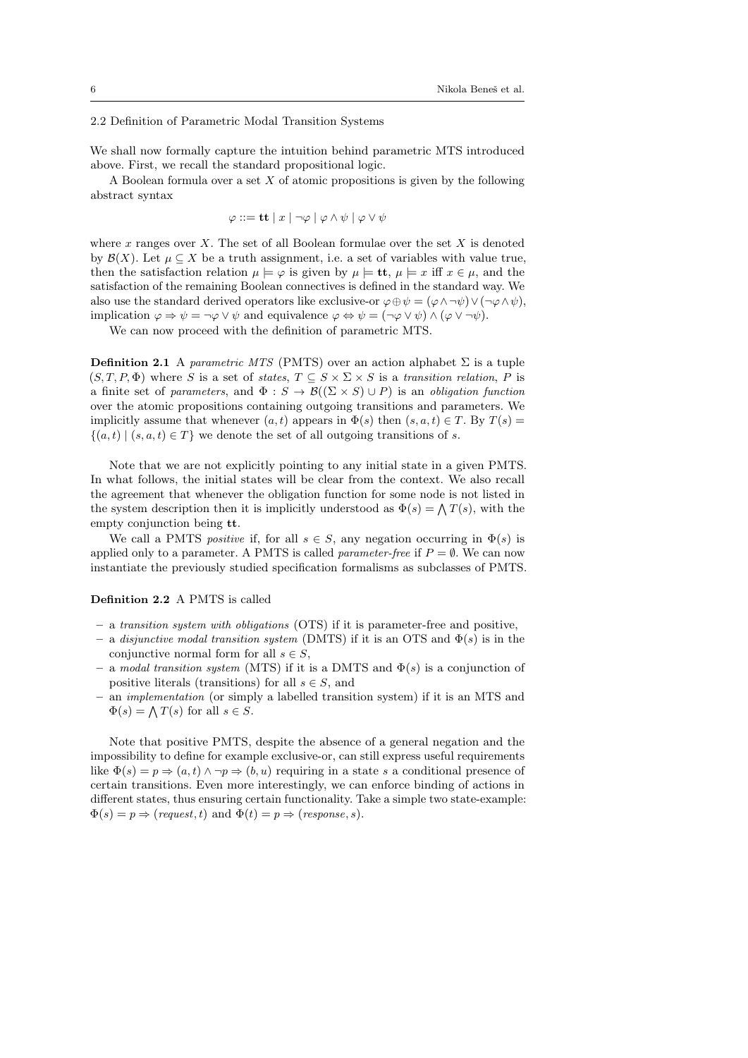### 2.2 Definition of Parametric Modal Transition Systems

We shall now formally capture the intuition behind parametric MTS introduced above. First, we recall the standard propositional logic.

A Boolean formula over a set $X$ of atomic propositions is given by the following abstract syntax

$$\varphi ::= \mathbf{tt} \mid x \mid \neg\varphi \mid \varphi \wedge \psi \mid \varphi \vee \psi$$

where $x$ ranges over $X$. The set of all Boolean formulae over the set $X$ is denoted by $\mathcal{B}(X)$. Let $\mu \subseteq X$ be a truth assignment, i.e. a set of variables with value true, then the satisfaction relation $\mu \models \varphi$ is given by $\mu \models \mathbf{tt}$, $\mu \models x$ iff $x \in \mu$, and the satisfaction of the remaining Boolean connectives is defined in the standard way. We also use the standard derived operators like exclusive-or $\varphi \oplus \psi = (\varphi \wedge \neg\psi) \vee (\neg\varphi \wedge \psi)$, implication $\varphi \Rightarrow \psi = \neg\varphi \vee \psi$ and equivalence $\varphi \Leftrightarrow \psi = (\neg\varphi \vee \psi) \wedge (\varphi \vee \neg\psi)$.

We can now proceed with the definition of parametric MTS.

**Definition 2.1** A *parametric MTS* (PMTS) over an action alphabet $\Sigma$ is a tuple $(S, T, P, \Phi)$ where $S$ is a set of *states*, $T \subseteq S \times \Sigma \times S$ is a *transition relation*, $P$ is a finite set of *parameters*, and $\Phi : S \to \mathcal{B}((\Sigma \times S) \cup P)$ is an *obligation function* over the atomic propositions containing outgoing transitions and parameters. We implicitly assume that whenever $(a, t)$ appears in $\Phi(s)$ then $(s, a, t) \in T$. By $T(s) = \{(a, t) \mid (s, a, t) \in T\}$ we denote the set of all outgoing transitions of $s$.

Note that we are not explicitly pointing to any initial state in a given PMTS. In what follows, the initial states will be clear from the context. We also recall the agreement that whenever the obligation function for some node is not listed in the system description then it is implicitly understood as $\Phi(s) = \bigwedge T(s)$, with the empty conjunction being $\mathbf{tt}$.

We call a PMTS *positive* if, for all $s \in S$, any negation occurring in $\Phi(s)$ is applied only to a parameter. A PMTS is called *parameter-free* if $P = \emptyset$. We can now instantiate the previously studied specification formalisms as subclasses of PMTS.

**Definition 2.2** A PMTS is called

- a *transition system with obligations* (OTS) if it is parameter-free and positive,
- a *disjunctive modal transition system* (DMTS) if it is an OTS and $\Phi(s)$ is in the conjunctive normal form for all $s \in S$,
- a *modal transition system* (MTS) if it is a DMTS and $\Phi(s)$ is a conjunction of positive literals (transitions) for all $s \in S$, and
- an *implementation* (or simply a labelled transition system) if it is an MTS and $\Phi(s) = \bigwedge T(s)$ for all $s \in S$.

Note that positive PMTS, despite the absence of a general negation and the impossibility to define for example exclusive-or, can still express useful requirements like $\Phi(s) = p \Rightarrow (a, t) \wedge \neg p \Rightarrow (b, u)$ requiring in a state $s$ a conditional presence of certain transitions. Even more interestingly, we can enforce binding of actions in different states, thus ensuring certain functionality. Take a simple two state-example: $\Phi(s) = p \Rightarrow (\mathit{request}, t)$ and $\Phi(t) = p \Rightarrow (\mathit{response}, s)$.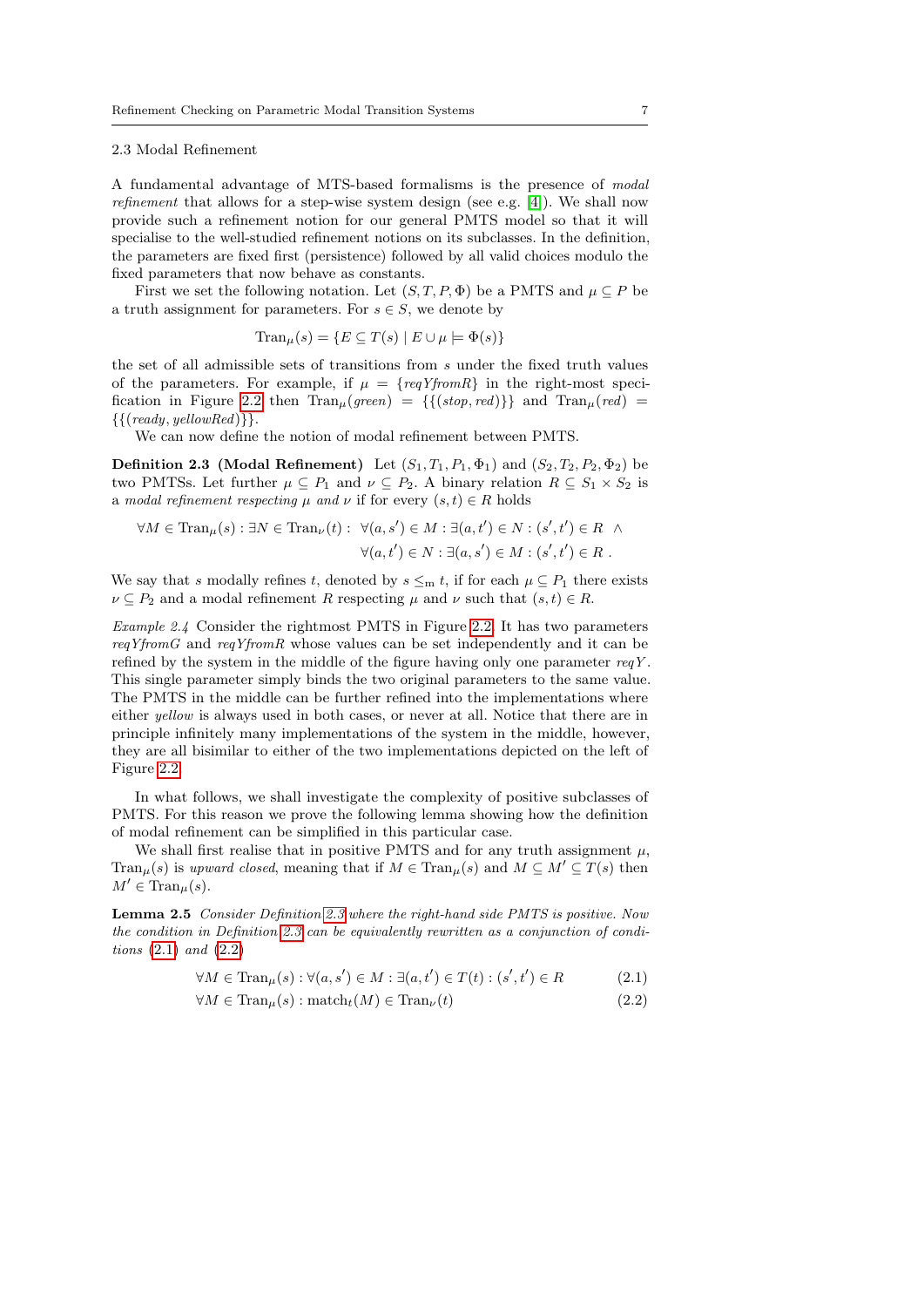### 2.3 Modal Refinement

A fundamental advantage of MTS-based formalisms is the presence of *modal refinement* that allows for a step-wise system design (see e.g. [4]). We shall now provide such a refinement notion for our general PMTS model so that it will specialise to the well-studied refinement notions on its subclasses. In the definition, the parameters are fixed first (persistence) followed by all valid choices modulo the fixed parameters that now behave as constants.

First we set the following notation. Let $(S, T, P, \Phi)$ be a PMTS and $\mu \subseteq P$ be a truth assignment for parameters. For $s \in S$, we denote by

$$\mathrm{Tran}_\mu(s) = \{E \subseteq T(s) \mid E \cup \mu \models \Phi(s)\}$$

the set of all admissible sets of transitions from $s$ under the fixed truth values of the parameters. For example, if $\mu = \{\mathit{reqYfromR}\}$ in the right-most specification in Figure 2.2 then $\mathrm{Tran}_\mu(\mathit{green}) = \{\{(\mathit{stop}, \mathit{red})\}\}$ and $\mathrm{Tran}_\mu(\mathit{red}) = \{\{(\mathit{ready}, \mathit{yellowRed})\}\}$.

We can now define the notion of modal refinement between PMTS.

**Definition 2.3 (Modal Refinement)** Let $(S_1, T_1, P_1, \Phi_1)$ and $(S_2, T_2, P_2, \Phi_2)$ be two PMTSs. Let further $\mu \subseteq P_1$ and $\nu \subseteq P_2$. A binary relation $R \subseteq S_1 \times S_2$ is a *modal refinement respecting* $\mu$ *and* $\nu$ if for every $(s, t) \in R$ holds

$$\begin{aligned}\forall M \in \mathrm{Tran}_\mu(s) : \exists N \in \mathrm{Tran}_\nu(t) : \ & \forall (a, s') \in M : \exists (a, t') \in N : (s', t') \in R \ \wedge \\ & \forall (a, t') \in N : \exists (a, s') \in M : (s', t') \in R \ .\end{aligned}$$

We say that $s$ modally refines $t$, denoted by $s \leq_{\mathrm{m}} t$, if for each $\mu \subseteq P_1$ there exists $\nu \subseteq P_2$ and a modal refinement $R$ respecting $\mu$ and $\nu$ such that $(s, t) \in R$.

*Example 2.4* Consider the rightmost PMTS in Figure 2.2. It has two parameters *reqYfromG* and *reqYfromR* whose values can be set independently and it can be refined by the system in the middle of the figure having only one parameter *reqY*. This single parameter simply binds the two original parameters to the same value. The PMTS in the middle can be further refined into the implementations where either *yellow* is always used in both cases, or never at all. Notice that there are in principle infinitely many implementations of the system in the middle, however, they are all bisimilar to either of the two implementations depicted on the left of Figure 2.2.

In what follows, we shall investigate the complexity of positive subclasses of PMTS. For this reason we prove the following lemma showing how the definition of modal refinement can be simplified in this particular case.

We shall first realise that in positive PMTS and for any truth assignment $\mu$, $\mathrm{Tran}_\mu(s)$ is *upward closed*, meaning that if $M \in \mathrm{Tran}_\mu(s)$ and $M \subseteq M' \subseteq T(s)$ then $M' \in \mathrm{Tran}_\mu(s)$.

**Lemma 2.5** *Consider Definition 2.3 where the right-hand side PMTS is positive. Now the condition in Definition 2.3 can be equivalently rewritten as a conjunction of conditions (2.1) and (2.2)*

$$\forall M \in \mathrm{Tran}_\mu(s) : \forall (a, s') \in M : \exists (a, t') \in T(t) : (s', t') \in R \tag{2.1}$$

$$\forall M \in \mathrm{Tran}_\mu(s) : \mathrm{match}_t(M) \in \mathrm{Tran}_\nu(t) \tag{2.2}$$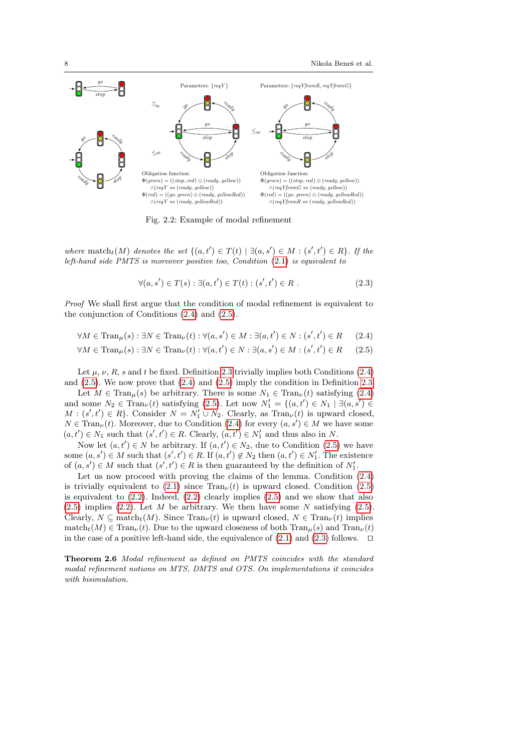Parameters: $\{reqY\}$

Parameters: $\{reqYfromR, reqYfromG\}$

Obligation function:
$\Phi(green) = ((stop, red) \oplus (ready, yellow))$
$\wedge(reqY \Leftrightarrow (ready, yellow))$
$\Phi(red) = ((go, green) \oplus (ready, yellowRed))$
$\wedge(reqY \Leftrightarrow (ready, yellowRed))$

Obligation function:
$\Phi(green) = ((stop, red) \oplus (ready, yellow))$
$\wedge(reqYfromG \Leftrightarrow (ready, yellow))$
$\Phi(red) = ((go, green) \oplus (ready, yellowRed))$
$\wedge(reqYfromR \Leftrightarrow (ready, yellowRed))$

Fig. 2.2: Example of modal refinement

*where* $\mathrm{match}_t(M)$ *denotes the set* $\{(a, t') \in T(t) \mid \exists(a, s') \in M : (s', t') \in R\}$. *If the left-hand side PMTS is moreover positive too, Condition* (2.1) *is equivalent to*

$$\forall(a, s') \in T(s) : \exists(a, t') \in T(t) : (s', t') \in R\ . \tag{2.3}$$

*Proof* We shall first argue that the condition of modal refinement is equivalent to the conjunction of Conditions (2.4) and (2.5).

$$\forall M \in \mathrm{Tran}_\mu(s) : \exists N \in \mathrm{Tran}_\nu(t) : \forall(a, s') \in M : \exists(a, t') \in N : (s', t') \in R \tag{2.4}$$

$$\forall M \in \mathrm{Tran}_\mu(s) : \exists N \in \mathrm{Tran}_\nu(t) : \forall(a, t') \in N : \exists(a, s') \in M : (s', t') \in R \tag{2.5}$$

Let $\mu$, $\nu$, $R$, $s$ and $t$ be fixed. Definition 2.3 trivially implies both Conditions (2.4) and (2.5). We now prove that (2.4) and (2.5) imply the condition in Definition 2.3.

Let $M \in \mathrm{Tran}_\mu(s)$ be arbitrary. There is some $N_1 \in \mathrm{Tran}_\nu(t)$ satisfying (2.4) and some $N_2 \in \mathrm{Tran}_\nu(t)$ satisfying (2.5). Let now $N_1' = \{(a, t') \in N_1 \mid \exists(a, s') \in M : (s', t') \in R\}$. Consider $N = N_1' \cup N_2$. Clearly, as $\mathrm{Tran}_\nu(t)$ is upward closed, $N \in \mathrm{Tran}_\nu(t)$. Moreover, due to Condition (2.4) for every $(a, s') \in M$ we have some $(a, t') \in N_1$ such that $(s', t') \in R$. Clearly, $(a, t') \in N_1'$ and thus also in $N$.

Now let $(a, t') \in N$ be arbitrary. If $(a, t') \in N_2$, due to Condition (2.5) we have some $(a, s') \in M$ such that $(s', t') \in R$. If $(a, t') \notin N_2$ then $(a, t') \in N_1'$. The existence of $(a, s') \in M$ such that $(s', t') \in R$ is then guaranteed by the definition of $N_1'$.

Let us now proceed with proving the claims of the lemma. Condition (2.4) is trivially equivalent to (2.1) since $\mathrm{Tran}_\nu(t)$ is upward closed. Condition (2.5) is equivalent to (2.2). Indeed, (2.2) clearly implies (2.5) and we show that also (2.5) implies (2.2). Let $M$ be arbitrary. We then have some $N$ satisfying (2.5). Clearly, $N \subseteq \mathrm{match}_t(M)$. Since $\mathrm{Tran}_\nu(t)$ is upward closed, $N \in \mathrm{Tran}_\nu(t)$ implies $\mathrm{match}_t(M) \in \mathrm{Tran}_\nu(t)$. Due to the upward closeness of both $\mathrm{Tran}_\mu(s)$ and $\mathrm{Tran}_\nu(t)$ in the case of a positive left-hand side, the equivalence of (2.1) and (2.3) follows. $\square$

**Theorem 2.6** *Modal refinement as defined on PMTS coincides with the standard modal refinement notions on MTS, DMTS and OTS. On implementations it coincides with bisimulation.*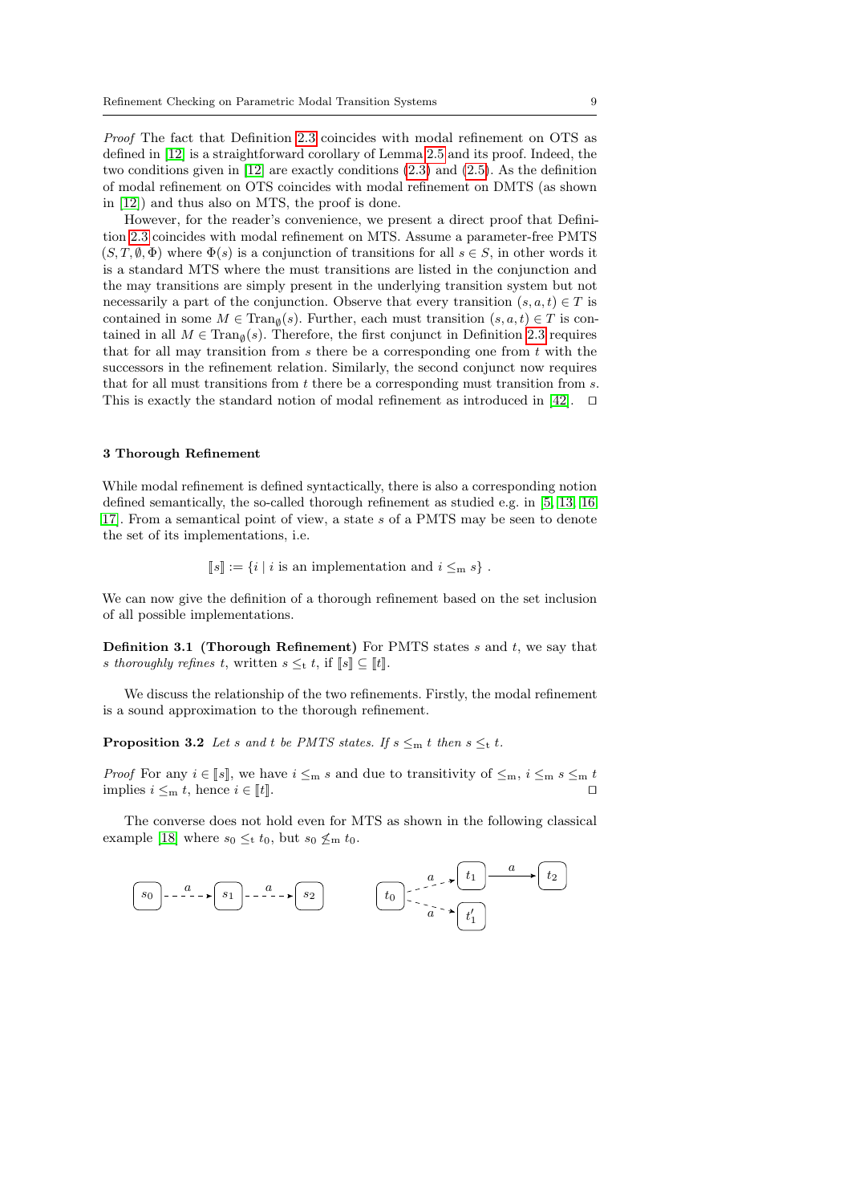*Proof* The fact that Definition 2.3 coincides with modal refinement on OTS as defined in [12] is a straightforward corollary of Lemma 2.5 and its proof. Indeed, the two conditions given in [12] are exactly conditions (2.3) and (2.5). As the definition of modal refinement on OTS coincides with modal refinement on DMTS (as shown in [12]) and thus also on MTS, the proof is done.

However, for the reader's convenience, we present a direct proof that Definition 2.3 coincides with modal refinement on MTS. Assume a parameter-free PMTS $(S, T, \emptyset, \Phi)$ where $\Phi(s)$ is a conjunction of transitions for all $s \in S$, in other words it is a standard MTS where the must transitions are listed in the conjunction and the may transitions are simply present in the underlying transition system but not necessarily a part of the conjunction. Observe that every transition $(s, a, t) \in T$ is contained in some $M \in \mathrm{Tran}_\emptyset(s)$. Further, each must transition $(s, a, t) \in T$ is contained in all $M \in \mathrm{Tran}_\emptyset(s)$. Therefore, the first conjunct in Definition 2.3 requires that for all may transition from $s$ there be a corresponding one from $t$ with the successors in the refinement relation. Similarly, the second conjunct now requires that for all must transitions from $t$ there be a corresponding must transition from $s$. This is exactly the standard notion of modal refinement as introduced in [42]. ⊓⊔

## 3 Thorough Refinement

While modal refinement is defined syntactically, there is also a corresponding notion defined semantically, the so-called thorough refinement as studied e.g. in [5, 13, 16, 17]. From a semantical point of view, a state $s$ of a PMTS may be seen to denote the set of its implementations, i.e.

$$[\![s]\!] := \{i \mid i \text{ is an implementation and } i \leq_{\mathrm{m}} s\} .$$

We can now give the definition of a thorough refinement based on the set inclusion of all possible implementations.

**Definition 3.1 (Thorough Refinement)** For PMTS states $s$ and $t$, we say that *$s$ thoroughly refines $t$*, written $s \leq_{\mathrm{t}} t$, if $[\![s]\!] \subseteq [\![t]\!]$.

We discuss the relationship of the two refinements. Firstly, the modal refinement is a sound approximation to the thorough refinement.

**Proposition 3.2** *Let $s$ and $t$ be PMTS states. If $s \leq_{\mathrm{m}} t$ then $s \leq_{\mathrm{t}} t$.*

*Proof* For any $i \in [\![s]\!]$, we have $i \leq_{\mathrm{m}} s$ and due to transitivity of $\leq_{\mathrm{m}}$, $i \leq_{\mathrm{m}} s \leq_{\mathrm{m}} t$ implies $i \leq_{\mathrm{m}} t$, hence $i \in [\![t]\!]$. ⊓⊔

The converse does not hold even for MTS as shown in the following classical example [18] where $s_0 \leq_{\mathrm{t}} t_0$, but $s_0 \not\leq_{\mathrm{m}} t_0$.

$s_0 \overset{a}{\dashrightarrow} s_1 \overset{a}{\dashrightarrow} s_2$  $t_0 \overset{a}{\dashrightarrow} t_1 \overset{a}{\longrightarrow} t_2$, $t_0 \overset{a}{\dashrightarrow} t_1'$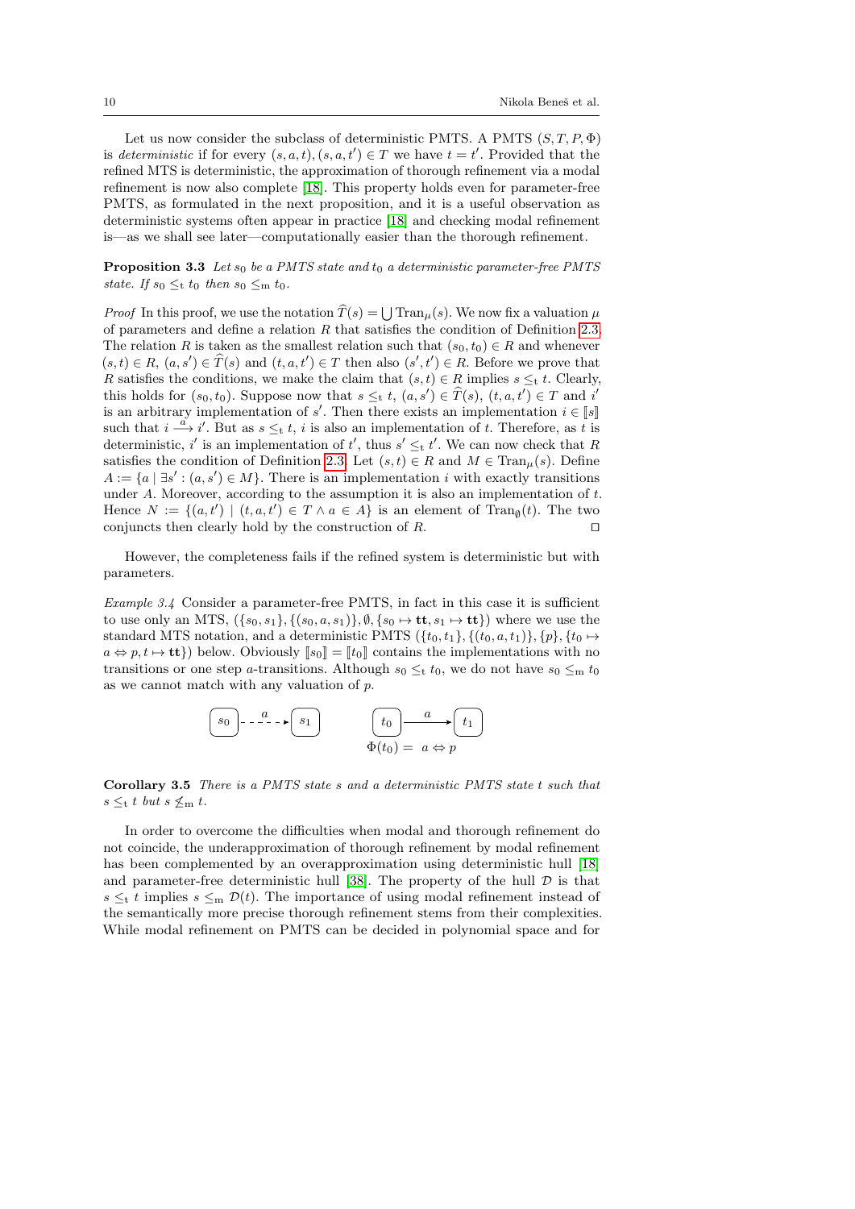Let us now consider the subclass of deterministic PMTS. A PMTS $(S, T, P, \Phi)$ is *deterministic* if for every $(s, a, t), (s, a, t') \in T$ we have $t = t'$. Provided that the refined MTS is deterministic, the approximation of thorough refinement via a modal refinement is now also complete [18]. This property holds even for parameter-free PMTS, as formulated in the next proposition, and it is a useful observation as deterministic systems often appear in practice [18] and checking modal refinement is—as we shall see later—computationally easier than the thorough refinement.

**Proposition 3.3** *Let $s_0$ be a PMTS state and $t_0$ a deterministic parameter-free PMTS state. If $s_0 \leq_{\mathrm{t}} t_0$ then $s_0 \leq_{\mathrm{m}} t_0$.*

*Proof* In this proof, we use the notation $\widehat{T}(s) = \bigcup \mathrm{Tran}_\mu(s)$. We now fix a valuation $\mu$ of parameters and define a relation $R$ that satisfies the condition of Definition 2.3. The relation $R$ is taken as the smallest relation such that $(s_0, t_0) \in R$ and whenever $(s, t) \in R$, $(a, s') \in \widehat{T}(s)$ and $(t, a, t') \in T$ then also $(s', t') \in R$. Before we prove that $R$ satisfies the conditions, we make the claim that $(s, t) \in R$ implies $s \leq_{\mathrm{t}} t$. Clearly, this holds for $(s_0, t_0)$. Suppose now that $s \leq_{\mathrm{t}} t$, $(a, s') \in \widehat{T}(s)$, $(t, a, t') \in T$ and $i'$ is an arbitrary implementation of $s'$. Then there exists an implementation $i \in [\![s]\!]$ such that $i \stackrel{a}{\longrightarrow} i'$. But as $s \leq_{\mathrm{t}} t$, $i$ is also an implementation of $t$. Therefore, as $t$ is deterministic, $i'$ is an implementation of $t'$, thus $s' \leq_{\mathrm{t}} t'$. We can now check that $R$ satisfies the condition of Definition 2.3. Let $(s, t) \in R$ and $M \in \mathrm{Tran}_\mu(s)$. Define $A := \{a \mid \exists s' : (a, s') \in M\}$. There is an implementation $i$ with exactly transitions under $A$. Moreover, according to the assumption it is also an implementation of $t$. Hence $N := \{(a, t') \mid (t, a, t') \in T \wedge a \in A\}$ is an element of $\mathrm{Tran}_\emptyset(t)$. The two conjuncts then clearly hold by the construction of $R$. ⊓⊔

However, the completeness fails if the refined system is deterministic but with parameters.

*Example 3.4* Consider a parameter-free PMTS, in fact in this case it is sufficient to use only an MTS, $(\{s_0, s_1\}, \{(s_0, a, s_1)\}, \emptyset, \{s_0 \mapsto \mathbf{tt}, s_1 \mapsto \mathbf{tt}\})$ where we use the standard MTS notation, and a deterministic PMTS $(\{t_0, t_1\}, \{(t_0, a, t_1)\}, \{p\}, \{t_0 \mapsto a \Leftrightarrow p, t \mapsto \mathbf{tt}\})$ below. Obviously $[\![s_0]\!] = [\![t_0]\!]$ contains the implementations with no transitions or one step $a$-transitions. Although $s_0 \leq_{\mathrm{t}} t_0$, we do not have $s_0 \leq_{\mathrm{m}} t_0$ as we cannot match with any valuation of $p$.

$s_0 \overset{a}{\dashrightarrow} s_1 \qquad t_0 \overset{a}{\longrightarrow} t_1$

$\Phi(t_0) = \ a \Leftrightarrow p$

**Corollary 3.5** *There is a PMTS state $s$ and a deterministic PMTS state $t$ such that $s \leq_{\mathrm{t}} t$ but $s \not\leq_{\mathrm{m}} t$.*

In order to overcome the difficulties when modal and thorough refinement do not coincide, the underapproximation of thorough refinement by modal refinement has been complemented by an overapproximation using deterministic hull [18] and parameter-free deterministic hull [38]. The property of the hull $\mathcal{D}$ is that $s \leq_{\mathrm{t}} t$ implies $s \leq_{\mathrm{m}} \mathcal{D}(t)$. The importance of using modal refinement instead of the semantically more precise thorough refinement stems from their complexities. While modal refinement on PMTS can be decided in polynomial space and for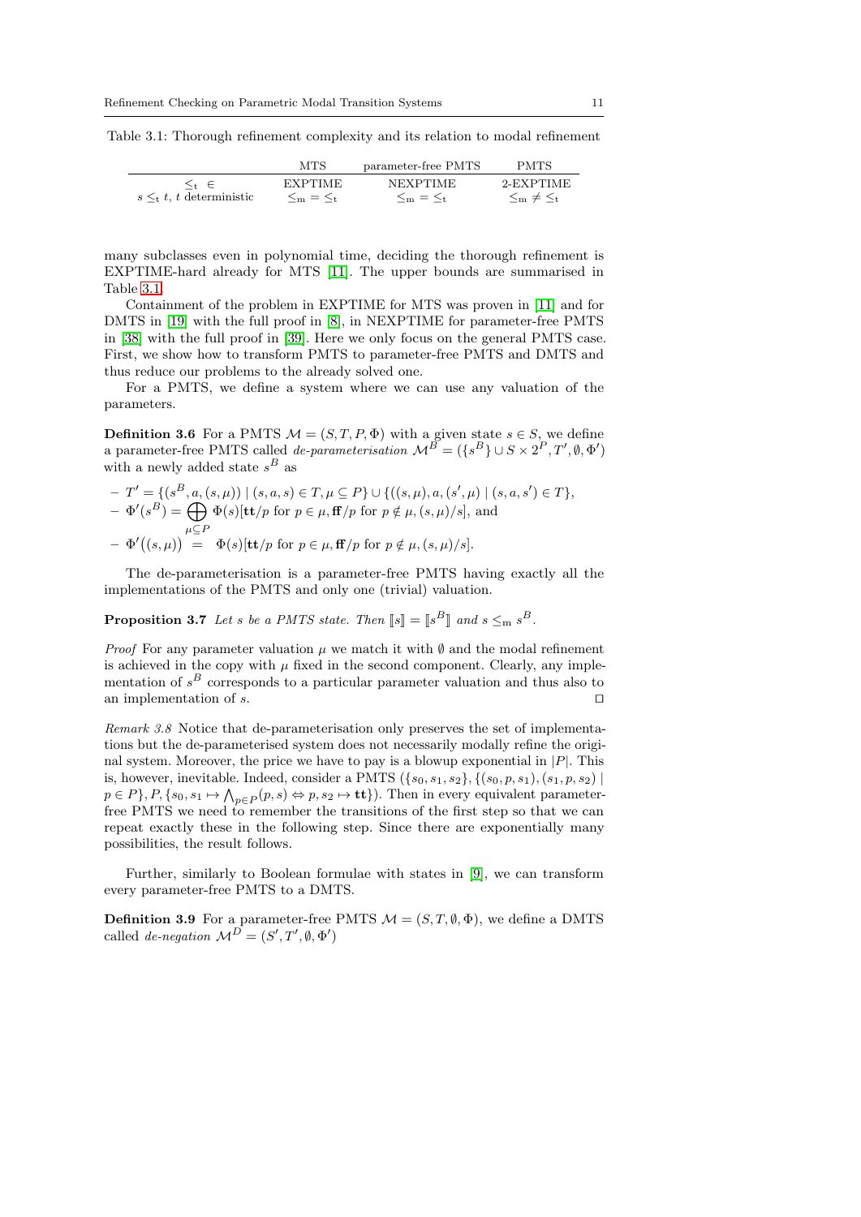Table 3.1: Thorough refinement complexity and its relation to modal refinement

| | MTS | parameter-free PMTS | PMTS |
|---|---|---|---|
| $\leq_t \in$ | EXPTIME | NEXPTIME | 2-EXPTIME |
| $s \leq_t t$, $t$ deterministic | $\leq_m = \leq_t$ | $\leq_m = \leq_t$ | $\leq_m \neq \leq_t$ |

many subclasses even in polynomial time, deciding the thorough refinement is EXPTIME-hard already for MTS [11]. The upper bounds are summarised in Table 3.1.

Containment of the problem in EXPTIME for MTS was proven in [11] and for DMTS in [19] with the full proof in [8], in NEXPTIME for parameter-free PMTS in [38] with the full proof in [39]. Here we only focus on the general PMTS case. First, we show how to transform PMTS to parameter-free PMTS and DMTS and thus reduce our problems to the already solved one.

For a PMTS, we define a system where we can use any valuation of the parameters.

**Definition 3.6** For a PMTS $\mathcal{M} = (S, T, P, \Phi)$ with a given state $s \in S$, we define a parameter-free PMTS called *de-parameterisation* $\mathcal{M}^B = (\{s^B\} \cup S \times 2^P, T', \emptyset, \Phi')$ with a newly added state $s^B$ as

- $T' = \{(s^B, a, (s, \mu)) \mid (s, a, s) \in T, \mu \subseteq P\} \cup \{((s, \mu), a, (s', \mu) \mid (s, a, s') \in T\}$,
- $\Phi'(s^B) = \bigoplus_{\mu \subseteq P} \Phi(s)[\mathbf{tt}/p \text{ for } p \in \mu, \mathbf{ff}/p \text{ for } p \notin \mu, (s, \mu)/s]$, and
- $\Phi'\big((s, \mu)\big) = \Phi(s)[\mathbf{tt}/p \text{ for } p \in \mu, \mathbf{ff}/p \text{ for } p \notin \mu, (s, \mu)/s]$.

The de-parameterisation is a parameter-free PMTS having exactly all the implementations of the PMTS and only one (trivial) valuation.

**Proposition 3.7** *Let $s$ be a PMTS state. Then $[\![s]\!] = [\![s^B]\!]$ and $s \leq_m s^B$.*

*Proof* For any parameter valuation $\mu$ we match it with $\emptyset$ and the modal refinement is achieved in the copy with $\mu$ fixed in the second component. Clearly, any implementation of $s^B$ corresponds to a particular parameter valuation and thus also to an implementation of $s$. ⊓⊔

*Remark 3.8* Notice that de-parameterisation only preserves the set of implementations but the de-parameterised system does not necessarily modally refine the original system. Moreover, the price we have to pay is a blowup exponential in $|P|$. This is, however, inevitable. Indeed, consider a PMTS $(\{s_0, s_1, s_2\}, \{(s_0, p, s_1), (s_1, p, s_2) \mid p \in P\}, P, \{s_0, s_1 \mapsto \bigwedge_{p \in P}(p, s) \Leftrightarrow p, s_2 \mapsto \mathbf{tt}\})$. Then in every equivalent parameter-free PMTS we need to remember the transitions of the first step so that we can repeat exactly these in the following step. Since there are exponentially many possibilities, the result follows.

Further, similarly to Boolean formulae with states in [9], we can transform every parameter-free PMTS to a DMTS.

**Definition 3.9** For a parameter-free PMTS $\mathcal{M} = (S, T, \emptyset, \Phi)$, we define a DMTS called *de-negation* $\mathcal{M}^D = (S', T', \emptyset, \Phi')$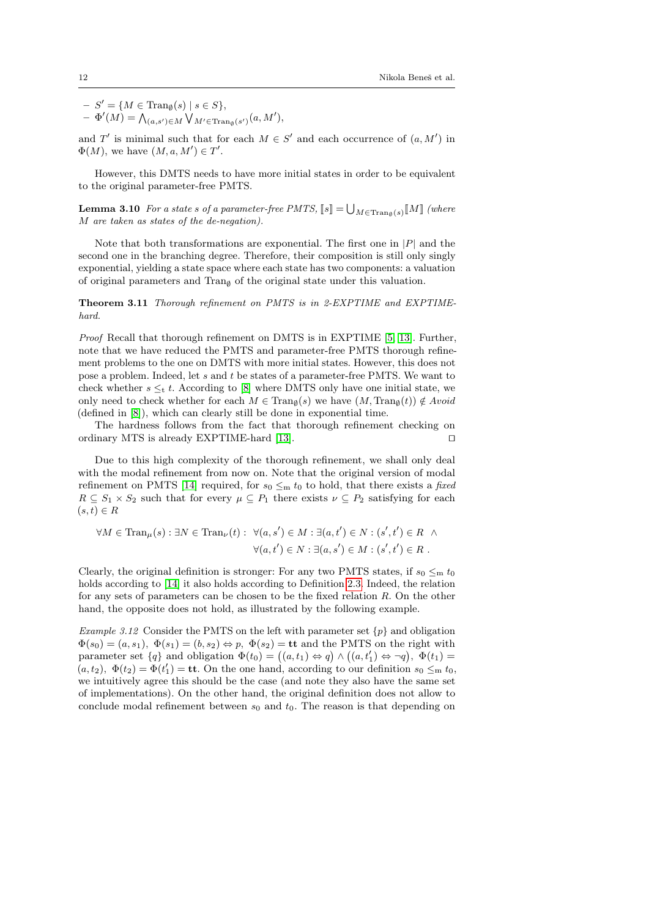- $S' = \{M \in \mathrm{Tran}_\emptyset(s) \mid s \in S\}$,
- $\Phi'(M) = \bigwedge_{(a,s') \in M} \bigvee_{M' \in \mathrm{Tran}_\emptyset(s')} (a, M')$,

and $T'$ is minimal such that for each $M \in S'$ and each occurrence of $(a, M')$ in $\Phi(M)$, we have $(M, a, M') \in T'$.

However, this DMTS needs to have more initial states in order to be equivalent to the original parameter-free PMTS.

**Lemma 3.10** *For a state $s$ of a parameter-free PMTS, $[\![s]\!] = \bigcup_{M \in \mathrm{Tran}_\emptyset(s)} [\![M]\!]$ (where $M$ are taken as states of the de-negation).*

Note that both transformations are exponential. The first one in $|P|$ and the second one in the branching degree. Therefore, their composition is still only singly exponential, yielding a state space where each state has two components: a valuation of original parameters and $\mathrm{Tran}_\emptyset$ of the original state under this valuation.

**Theorem 3.11** *Thorough refinement on PMTS is in 2-EXPTIME and EXPTIME-hard.*

*Proof* Recall that thorough refinement on DMTS is in EXPTIME [5, 13]. Further, note that we have reduced the PMTS and parameter-free PMTS thorough refinement problems to the one on DMTS with more initial states. However, this does not pose a problem. Indeed, let $s$ and $t$ be states of a parameter-free PMTS. We want to check whether $s \leq_t t$. According to [8] where DMTS only have one initial state, we only need to check whether for each $M \in \mathrm{Tran}_\emptyset(s)$ we have $(M, \mathrm{Tran}_\emptyset(t)) \notin \mathit{Avoid}$ (defined in [8]), which can clearly still be done in exponential time.

The hardness follows from the fact that thorough refinement checking on ordinary MTS is already EXPTIME-hard [13]. $\square$

Due to this high complexity of the thorough refinement, we shall only deal with the modal refinement from now on. Note that the original version of modal refinement on PMTS [14] required, for $s_0 \leq_m t_0$ to hold, that there exists a *fixed* $R \subseteq S_1 \times S_2$ such that for every $\mu \subseteq P_1$ there exists $\nu \subseteq P_2$ satisfying for each $(s,t) \in R$

$$\forall M \in \mathrm{Tran}_\mu(s) : \exists N \in \mathrm{Tran}_\nu(t) : \ \forall (a, s') \in M : \exists (a, t') \in N : (s', t') \in R \ \wedge \\ \forall (a, t') \in N : \exists (a, s') \in M : (s', t') \in R \ .$$

Clearly, the original definition is stronger: For any two PMTS states, if $s_0 \leq_m t_0$ holds according to [14] it also holds according to Definition 2.3. Indeed, the relation for any sets of parameters can be chosen to be the fixed relation $R$. On the other hand, the opposite does not hold, as illustrated by the following example.

*Example 3.12* Consider the PMTS on the left with parameter set $\{p\}$ and obligation $\Phi(s_0) = (a, s_1)$, $\Phi(s_1) = (b, s_2) \Leftrightarrow p$, $\Phi(s_2) = \mathbf{tt}$ and the PMTS on the right with parameter set $\{q\}$ and obligation $\Phi(t_0) = \big((a, t_1) \Leftrightarrow q\big) \wedge \big((a, t_1') \Leftrightarrow \neg q\big)$, $\Phi(t_1) = (a, t_2)$, $\Phi(t_2) = \Phi(t_1') = \mathbf{tt}$. On the one hand, according to our definition $s_0 \leq_m t_0$, we intuitively agree this should be the case (and note they also have the same set of implementations). On the other hand, the original definition does not allow to conclude modal refinement between $s_0$ and $t_0$. The reason is that depending on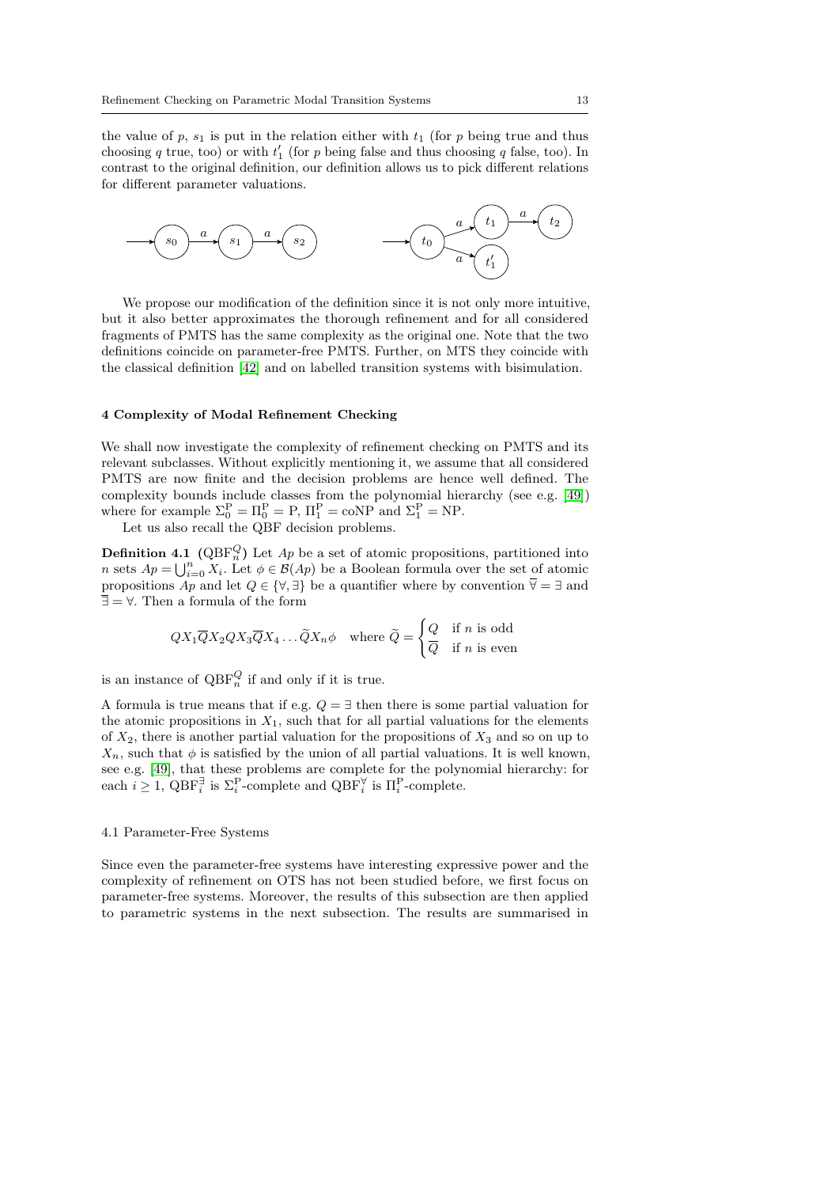the value of $p$, $s_1$ is put in the relation either with $t_1$ (for $p$ being true and thus choosing $q$ true, too) or with $t_1'$ (for $p$ being false and thus choosing $q$ false, too). In contrast to the original definition, our definition allows us to pick different relations for different parameter valuations.

We propose our modification of the definition since it is not only more intuitive, but it also better approximates the thorough refinement and for all considered fragments of PMTS has the same complexity as the original one. Note that the two definitions coincide on parameter-free PMTS. Further, on MTS they coincide with the classical definition [42] and on labelled transition systems with bisimulation.

## 4 Complexity of Modal Refinement Checking

We shall now investigate the complexity of refinement checking on PMTS and its relevant subclasses. Without explicitly mentioning it, we assume that all considered PMTS are now finite and the decision problems are hence well defined. The complexity bounds include classes from the polynomial hierarchy (see e.g. [49]) where for example $\Sigma_0^{\mathrm{P}} = \Pi_0^{\mathrm{P}} = \mathrm{P}$, $\Pi_1^{\mathrm{P}} = \mathrm{coNP}$ and $\Sigma_1^{\mathrm{P}} = \mathrm{NP}$.

Let us also recall the QBF decision problems.

**Definition 4.1** ($\mathrm{QBF}_n^Q$) Let $Ap$ be a set of atomic propositions, partitioned into $n$ sets $Ap = \bigcup_{i=0}^{n} X_i$. Let $\phi \in \mathcal{B}(Ap)$ be a Boolean formula over the set of atomic propositions $Ap$ and let $Q \in \{\forall, \exists\}$ be a quantifier where by convention $\overline{\forall} = \exists$ and $\overline{\exists} = \forall$. Then a formula of the form

$$QX_1\overline{Q}X_2QX_3\overline{Q}X_4 \ldots \widetilde{Q}X_n\phi \quad \text{where } \widetilde{Q} = \begin{cases} Q & \text{if } n \text{ is odd} \\ \overline{Q} & \text{if } n \text{ is even} \end{cases}$$

is an instance of $\mathrm{QBF}_n^Q$ if and only if it is true.

A formula is true means that if e.g. $Q = \exists$ then there is some partial valuation for the atomic propositions in $X_1$, such that for all partial valuations for the elements of $X_2$, there is another partial valuation for the propositions of $X_3$ and so on up to $X_n$, such that $\phi$ is satisfied by the union of all partial valuations. It is well known, see e.g. [49], that these problems are complete for the polynomial hierarchy: for each $i \geq 1$, $\mathrm{QBF}_i^{\exists}$ is $\Sigma_i^{\mathrm{P}}$-complete and $\mathrm{QBF}_i^{\forall}$ is $\Pi_i^{\mathrm{P}}$-complete.

### 4.1 Parameter-Free Systems

Since even the parameter-free systems have interesting expressive power and the complexity of refinement on OTS has not been studied before, we first focus on parameter-free systems. Moreover, the results of this subsection are then applied to parametric systems in the next subsection. The results are summarised in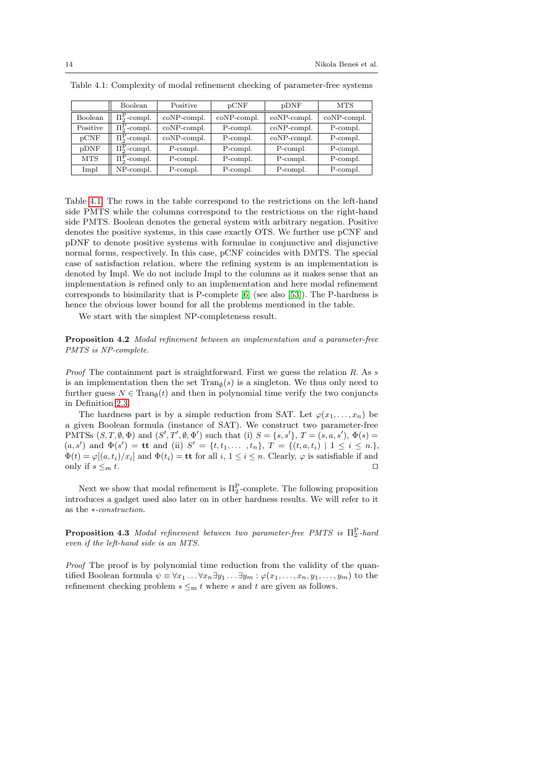Table 4.1: Complexity of modal refinement checking of parameter-free systems

| | Boolean | Positive | pCNF | pDNF | MTS |
|---|---|---|---|---|---|
| Boolean | $\Pi_2^{\rm P}$-compl. | coNP-compl. | coNP-compl. | coNP-compl. | coNP-compl. |
| Positive | $\Pi_2^{\rm P}$-compl. | coNP-compl. | P-compl. | coNP-compl. | P-compl. |
| pCNF | $\Pi_2^{\rm P}$-compl. | coNP-compl. | P-compl. | coNP-compl. | P-compl. |
| pDNF | $\Pi_2^{\rm P}$-compl. | P-compl. | P-compl. | P-compl. | P-compl. |
| MTS | $\Pi_2^{\rm P}$-compl. | P-compl. | P-compl. | P-compl. | P-compl. |
| Impl | NP-compl. | P-compl. | P-compl. | P-compl. | P-compl. |

Table 4.1. The rows in the table correspond to the restrictions on the left-hand side PMTS while the columns correspond to the restrictions on the right-hand side PMTS. Boolean denotes the general system with arbitrary negation. Positive denotes the positive systems, in this case exactly OTS. We further use pCNF and pDNF to denote positive systems with formulae in conjunctive and disjunctive normal forms, respectively. In this case, pCNF coincides with DMTS. The special case of satisfaction relation, where the refining system is an implementation is denoted by Impl. We do not include Impl to the columns as it makes sense that an implementation is refined only to an implementation and here modal refinement corresponds to bisimilarity that is P-complete [6] (see also [53]). The P-hardness is hence the obvious lower bound for all the problems mentioned in the table.

We start with the simplest NP-completeness result.

**Proposition 4.2** *Modal refinement between an implementation and a parameter-free PMTS is NP-complete.*

*Proof* The containment part is straightforward. First we guess the relation $R$. As $s$ is an implementation then the set $\mathrm{Tran}_\emptyset(s)$ is a singleton. We thus only need to further guess $N \in \mathrm{Tran}_\emptyset(t)$ and then in polynomial time verify the two conjuncts in Definition 2.3.

The hardness part is by a simple reduction from SAT. Let $\varphi(x_1, \ldots, x_n)$ be a given Boolean formula (instance of SAT). We construct two parameter-free PMTSs $(S, T, \emptyset, \Phi)$ and $(S', T', \emptyset, \Phi')$ such that (i) $S = \{s, s'\}$, $T = (s, a, s')$, $\Phi(s) = (a, s')$ and $\Phi(s') = \mathbf{tt}$ and (ii) $S' = \{t, t_1, \ldots , t_n\}$, $T = \{(t, a, t_i) \mid 1 \le i \le n.\}$, $\Phi(t) = \varphi[(a, t_i)/x_i]$ and $\Phi(t_i) = \mathbf{tt}$ for all $i$, $1 \le i \le n$. Clearly, $\varphi$ is satisfiable if and only if $s \le_{\rm m} t$. ⊓⊔

Next we show that modal refinement is $\Pi_2^{\rm P}$-complete. The following proposition introduces a gadget used also later on in other hardness results. We will refer to it as the $*$-*construction*.

**Proposition 4.3** *Modal refinement between two parameter-free PMTS is $\Pi_2^{\rm P}$-hard even if the left-hand side is an MTS.*

*Proof* The proof is by polynomial time reduction from the validity of the quantified Boolean formula $\psi \equiv \forall x_1 \ldots \forall x_n \exists y_1 \ldots \exists y_m : \varphi(x_1, \ldots, x_n, y_1, \ldots, y_m)$ to the refinement checking problem $s \le_{\rm m} t$ where $s$ and $t$ are given as follows.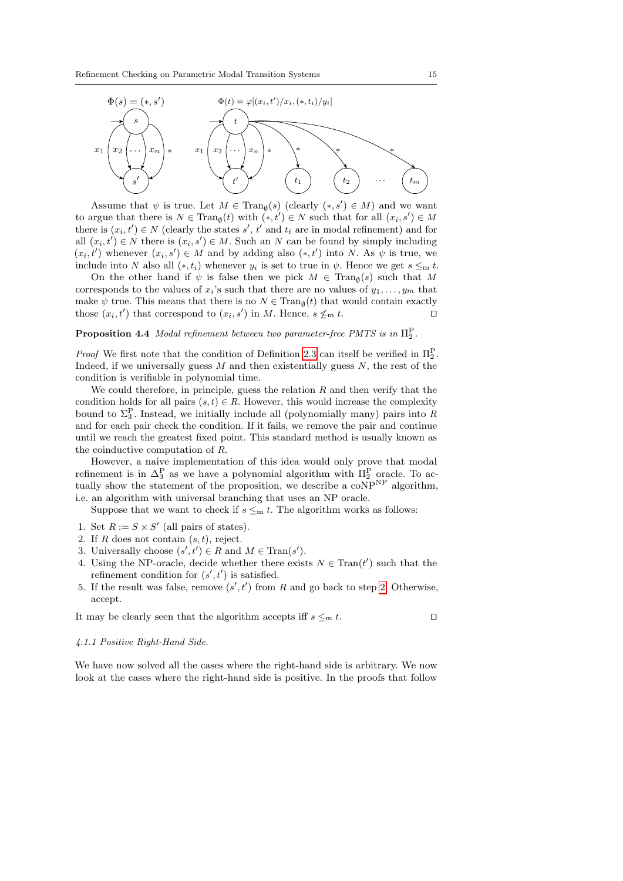$\Phi(s) = (*, s')$ $\Phi(t) = \varphi[(x_i, t')/x_i, (*, t_i)/y_i]$

Assume that $\psi$ is true. Let $M \in \mathrm{Tran}_\emptyset(s)$ (clearly $(*, s') \in M$) and we want to argue that there is $N \in \mathrm{Tran}_\emptyset(t)$ with $(*, t') \in N$ such that for all $(x_i, s') \in M$ there is $(x_i, t') \in N$ (clearly the states $s'$, $t'$ and $t_i$ are in modal refinement) and for all $(x_i, t') \in N$ there is $(x_i, s') \in M$. Such an $N$ can be found by simply including $(x_i, t')$ whenever $(x_i, s') \in M$ and by adding also $(*, t')$ into $N$. As $\psi$ is true, we include into $N$ also all $(*, t_i)$ whenever $y_i$ is set to true in $\psi$. Hence we get $s \leq_{\mathrm{m}} t$.

On the other hand if $\psi$ is false then we pick $M \in \mathrm{Tran}_\emptyset(s)$ such that $M$ corresponds to the values of $x_i$'s such that there are no values of $y_1, \ldots, y_m$ that make $\psi$ true. This means that there is no $N \in \mathrm{Tran}_\emptyset(t)$ that would contain exactly those $(x_i, t')$ that correspond to $(x_i, s')$ in $M$. Hence, $s \not\leq_{\mathrm{m}} t$. ⊓⊔

**Proposition 4.4** *Modal refinement between two parameter-free PMTS is in $\Pi_2^{\mathrm{P}}$.*

*Proof* We first note that the condition of Definition 2.3 can itself be verified in $\Pi_2^{\mathrm{P}}$. Indeed, if we universally guess $M$ and then existentially guess $N$, the rest of the condition is verifiable in polynomial time.

We could therefore, in principle, guess the relation $R$ and then verify that the condition holds for all pairs $(s, t) \in R$. However, this would increase the complexity bound to $\Sigma_3^{\mathrm{P}}$. Instead, we initially include all (polynomially many) pairs into $R$ and for each pair check the condition. If it fails, we remove the pair and continue until we reach the greatest fixed point. This standard method is usually known as the coinductive computation of $R$.

However, a naive implementation of this idea would only prove that modal refinement is in $\Delta_3^{\mathrm{P}}$ as we have a polynomial algorithm with $\Pi_2^{\mathrm{P}}$ oracle. To actually show the statement of the proposition, we describe a $\mathrm{coNP}^{\mathrm{NP}}$ algorithm, i.e. an algorithm with universal branching that uses an NP oracle.

Suppose that we want to check if $s \leq_{\mathrm{m}} t$. The algorithm works as follows:

1. Set $R := S \times S'$ (all pairs of states).
2. If $R$ does not contain $(s, t)$, reject.
3. Universally choose $(s', t') \in R$ and $M \in \mathrm{Tran}(s')$.
4. Using the NP-oracle, decide whether there exists $N \in \mathrm{Tran}(t')$ such that the refinement condition for $(s', t')$ is satisfied.
5. If the result was false, remove $(s', t')$ from $R$ and go back to step 2. Otherwise, accept.

It may be clearly seen that the algorithm accepts iff $s \leq_{\mathrm{m}} t$. ⊓⊔

#### 4.1.1 Positive Right-Hand Side.

We have now solved all the cases where the right-hand side is arbitrary. We now look at the cases where the right-hand side is positive. In the proofs that follow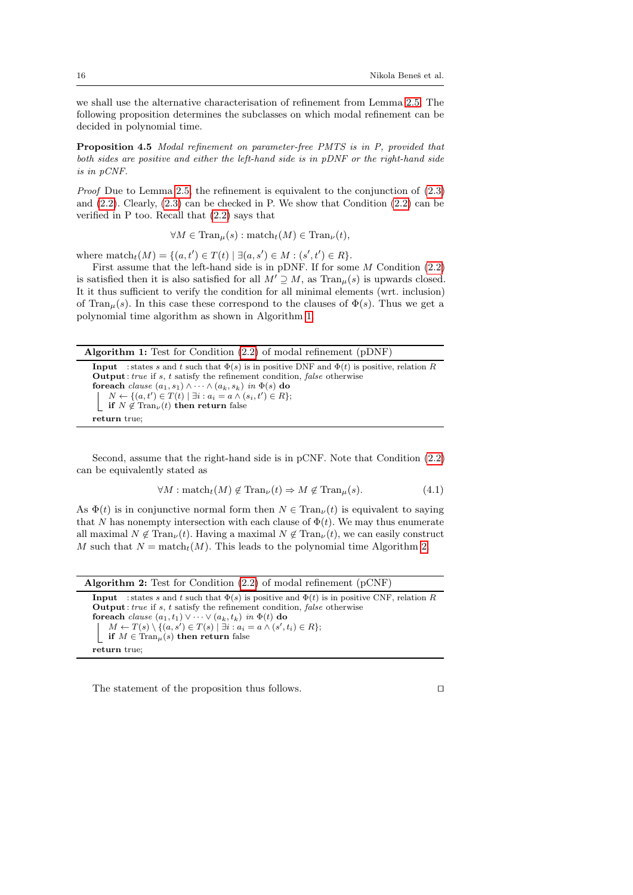we shall use the alternative characterisation of refinement from Lemma 2.5. The following proposition determines the subclasses on which modal refinement can be decided in polynomial time.

**Proposition 4.5** *Modal refinement on parameter-free PMTS is in P, provided that both sides are positive and either the left-hand side is in pDNF or the right-hand side is in pCNF.*

*Proof* Due to Lemma 2.5, the refinement is equivalent to the conjunction of (2.3) and (2.2). Clearly, (2.3) can be checked in P. We show that Condition (2.2) can be verified in P too. Recall that (2.2) says that

$$\forall M \in \mathrm{Tran}_\mu(s) : \mathrm{match}_t(M) \in \mathrm{Tran}_\nu(t),$$

where $\mathrm{match}_t(M) = \{(a, t') \in T(t) \mid \exists (a, s') \in M : (s', t') \in R\}$.

First assume that the left-hand side is in pDNF. If for some $M$ Condition (2.2) is satisfied then it is also satisfied for all $M' \supseteq M$, as $\mathrm{Tran}_\mu(s)$ is upwards closed. It it thus sufficient to verify the condition for all minimal elements (wrt. inclusion) of $\mathrm{Tran}_\mu(s)$. In this case these correspond to the clauses of $\Phi(s)$. Thus we get a polynomial time algorithm as shown in Algorithm 1.

**Algorithm 1:** Test for Condition (2.2) of modal refinement (pDNF)

```
Input  : states s and t such that Φ(s) is in positive DNF and Φ(t) is positive, relation R
Output : true if s, t satisfy the refinement condition, false otherwise
foreach clause (a_1, s_1) ∧ ··· ∧ (a_k, s_k) in Φ(s) do
    N ← {(a, t') ∈ T(t) | ∃i : a_i = a ∧ (s_i, t') ∈ R};
    if N ∉ Tran_ν(t) then return false
return true;
```

Second, assume that the right-hand side is in pCNF. Note that Condition (2.2) can be equivalently stated as

$$\forall M : \mathrm{match}_t(M) \notin \mathrm{Tran}_\nu(t) \Rightarrow M \notin \mathrm{Tran}_\mu(s). \tag{4.1}$$

As $\Phi(t)$ is in conjunctive normal form then $N \in \mathrm{Tran}_\nu(t)$ is equivalent to saying that $N$ has nonempty intersection with each clause of $\Phi(t)$. We may thus enumerate all maximal $N \notin \mathrm{Tran}_\nu(t)$. Having a maximal $N \notin \mathrm{Tran}_\nu(t)$, we can easily construct $M$ such that $N = \mathrm{match}_t(M)$. This leads to the polynomial time Algorithm 2.

**Algorithm 2:** Test for Condition (2.2) of modal refinement (pCNF)

```
Input  : states s and t such that Φ(s) is positive and Φ(t) is in positive CNF, relation R
Output : true if s, t satisfy the refinement condition, false otherwise
foreach clause (a_1, t_1) ∨ ··· ∨ (a_k, t_k) in Φ(t) do
    M ← T(s) \ {(a, s') ∈ T(s) | ∃i : a_i = a ∧ (s', t_i) ∈ R};
    if M ∈ Tran_μ(s) then return false
return true;
```

The statement of the proposition thus follows. □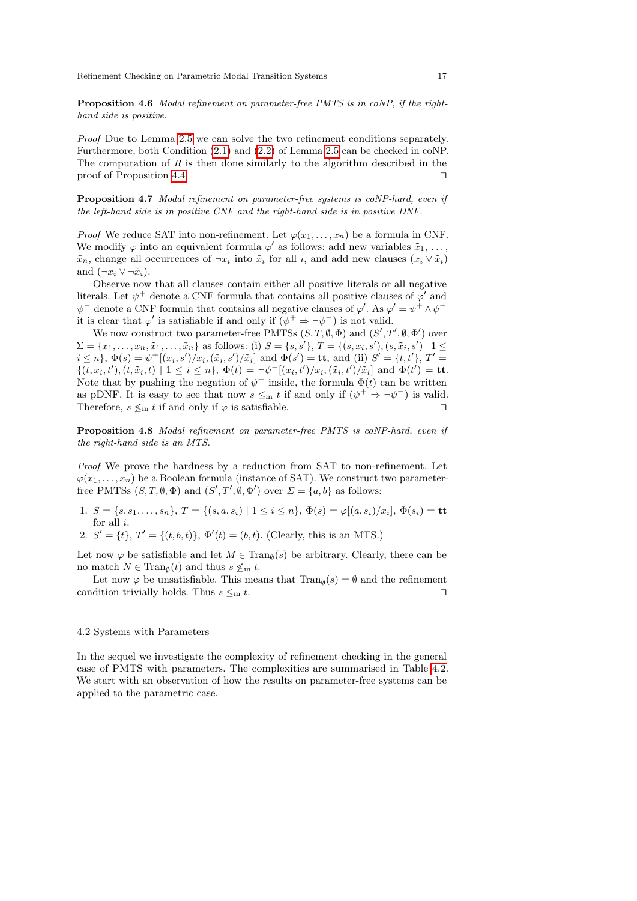**Proposition 4.6** *Modal refinement on parameter-free PMTS is in coNP, if the right-hand side is positive.*

*Proof* Due to Lemma 2.5 we can solve the two refinement conditions separately. Furthermore, both Condition (2.1) and (2.2) of Lemma 2.5 can be checked in coNP. The computation of $R$ is then done similarly to the algorithm described in the proof of Proposition 4.4. ⊓⊔

**Proposition 4.7** *Modal refinement on parameter-free systems is coNP-hard, even if the left-hand side is in positive CNF and the right-hand side is in positive DNF.*

*Proof* We reduce SAT into non-refinement. Let $\varphi(x_1, \ldots, x_n)$ be a formula in CNF. We modify $\varphi$ into an equivalent formula $\varphi'$ as follows: add new variables $\tilde{x}_1, \ldots, \tilde{x}_n$, change all occurrences of $\neg x_i$ into $\tilde{x}_i$ for all $i$, and add new clauses $(x_i \vee \tilde{x}_i)$ and $(\neg x_i \vee \neg \tilde{x}_i)$.

Observe now that all clauses contain either all positive literals or all negative literals. Let $\psi^+$ denote a CNF formula that contains all positive clauses of $\varphi'$ and $\psi^-$ denote a CNF formula that contains all negative clauses of $\varphi'$. As $\varphi' = \psi^+ \wedge \psi^-$ it is clear that $\varphi'$ is satisfiable if and only if $(\psi^+ \Rightarrow \neg\psi^-)$ is not valid.

We now construct two parameter-free PMTSs $(S, T, \emptyset, \Phi)$ and $(S', T', \emptyset, \Phi')$ over $\Sigma = \{x_1, \ldots, x_n, \tilde{x}_1, \ldots, \tilde{x}_n\}$ as follows: (i) $S = \{s, s'\}$, $T = \{(s, x_i, s'), (s, \tilde{x}_i, s') \mid 1 \leq i \leq n\}$, $\Phi(s) = \psi^+[(x_i, s')/x_i, (\tilde{x}_i, s')/\tilde{x}_i]$ and $\Phi(s') = \mathbf{tt}$, and (ii) $S' = \{t, t'\}$, $T' = \{(t, x_i, t'), (t, \tilde{x}_i, t) \mid 1 \leq i \leq n\}$, $\Phi(t) = \neg\psi^-[(x_i, t')/x_i, (\tilde{x}_i, t')/\tilde{x}_i]$ and $\Phi(t') = \mathbf{tt}$. Note that by pushing the negation of $\psi^-$ inside, the formula $\Phi(t)$ can be written as pDNF. It is easy to see that now $s \leq_{\mathrm{m}} t$ if and only if $(\psi^+ \Rightarrow \neg\psi^-)$ is valid. Therefore, $s \not\leq_{\mathrm{m}} t$ if and only if $\varphi$ is satisfiable. ⊓⊔

**Proposition 4.8** *Modal refinement on parameter-free PMTS is coNP-hard, even if the right-hand side is an MTS.*

*Proof* We prove the hardness by a reduction from SAT to non-refinement. Let $\varphi(x_1, \ldots, x_n)$ be a Boolean formula (instance of SAT). We construct two parameter-free PMTSs $(S, T, \emptyset, \Phi)$ and $(S', T', \emptyset, \Phi')$ over $\Sigma = \{a, b\}$ as follows:

1. $S = \{s, s_1, \ldots, s_n\}$, $T = \{(s, a, s_i) \mid 1 \leq i \leq n\}$, $\Phi(s) = \varphi[(a, s_i)/x_i]$, $\Phi(s_i) = \mathbf{tt}$ for all $i$.
2. $S' = \{t\}$, $T' = \{(t, b, t)\}$, $\Phi'(t) = (b, t)$. (Clearly, this is an MTS.)

Let now $\varphi$ be satisfiable and let $M \in \mathrm{Tran}_{\emptyset}(s)$ be arbitrary. Clearly, there can be no match $N \in \mathrm{Tran}_{\emptyset}(t)$ and thus $s \not\leq_{\mathrm{m}} t$.

Let now $\varphi$ be unsatisfiable. This means that $\mathrm{Tran}_{\emptyset}(s) = \emptyset$ and the refinement condition trivially holds. Thus $s \leq_{\mathrm{m}} t$. ⊓⊔

### 4.2 Systems with Parameters

In the sequel we investigate the complexity of refinement checking in the general case of PMTS with parameters. The complexities are summarised in Table 4.2. We start with an observation of how the results on parameter-free systems can be applied to the parametric case.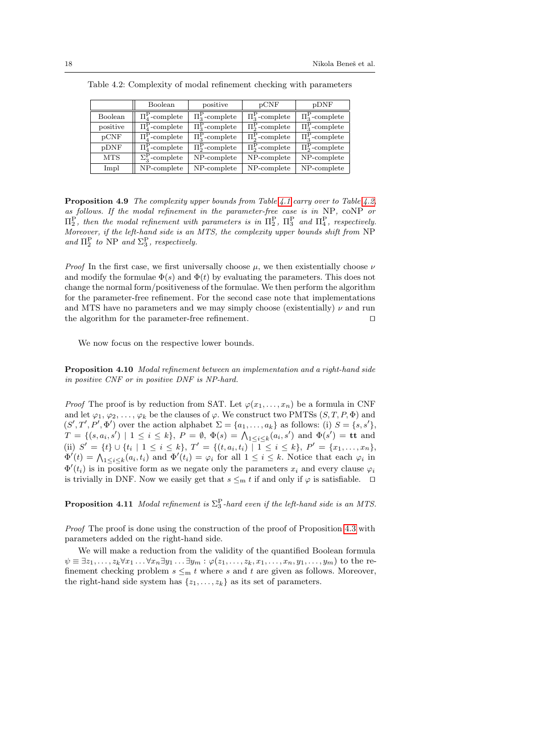Table 4.2: Complexity of modal refinement checking with parameters

| | Boolean | positive | pCNF | pDNF |
|---|---|---|---|---|
| Boolean | $\Pi_4^\mathrm{P}$-complete | $\Pi_3^\mathrm{P}$-complete | $\Pi_3^\mathrm{P}$-complete | $\Pi_3^\mathrm{P}$-complete |
| positive | $\Pi_4^\mathrm{P}$-complete | $\Pi_3^\mathrm{P}$-complete | $\Pi_2^\mathrm{P}$-complete | $\Pi_3^\mathrm{P}$-complete |
| pCNF | $\Pi_4^\mathrm{P}$-complete | $\Pi_3^\mathrm{P}$-complete | $\Pi_2^\mathrm{P}$-complete | $\Pi_3^\mathrm{P}$-complete |
| pDNF | $\Pi_4^\mathrm{P}$-complete | $\Pi_2^\mathrm{P}$-complete | $\Pi_2^\mathrm{P}$-complete | $\Pi_2^\mathrm{P}$-complete |
| MTS | $\Sigma_3^\mathrm{P}$-complete | NP-complete | NP-complete | NP-complete |
| Impl | NP-complete | NP-complete | NP-complete | NP-complete |

**Proposition 4.9** *The complexity upper bounds from Table 4.1 carry over to Table 4.2, as follows. If the modal refinement in the parameter-free case is in* NP*,* coNP *or* $\Pi_2^\mathrm{P}$*, then the modal refinement with parameters is in* $\Pi_2^\mathrm{P}$*,* $\Pi_3^\mathrm{P}$ *and* $\Pi_4^\mathrm{P}$*, respectively. Moreover, if the left-hand side is an MTS, the complexity upper bounds shift from* NP *and* $\Pi_2^\mathrm{P}$ *to* NP *and* $\Sigma_3^\mathrm{P}$*, respectively.*

*Proof* In the first case, we first universally choose $\mu$, we then existentially choose $\nu$ and modify the formulae $\Phi(s)$ and $\Phi(t)$ by evaluating the parameters. This does not change the normal form/positiveness of the formulae. We then perform the algorithm for the parameter-free refinement. For the second case note that implementations and MTS have no parameters and we may simply choose (existentially) $\nu$ and run the algorithm for the parameter-free refinement. □

We now focus on the respective lower bounds.

**Proposition 4.10** *Modal refinement between an implementation and a right-hand side in positive CNF or in positive DNF is NP-hard.*

*Proof* The proof is by reduction from SAT. Let $\varphi(x_1, \ldots, x_n)$ be a formula in CNF and let $\varphi_1, \varphi_2, \ldots, \varphi_k$ be the clauses of $\varphi$. We construct two PMTSs $(S, T, P, \Phi)$ and $(S', T', P', \Phi')$ over the action alphabet $\Sigma = \{a_1, \ldots, a_k\}$ as follows: (i) $S = \{s, s'\}$, $T = \{(s, a_i, s') \mid 1 \leq i \leq k\}$, $P = \emptyset$, $\Phi(s) = \bigwedge_{1 \leq i \leq k} (a_i, s')$ and $\Phi(s') = \mathbf{tt}$ and (ii) $S' = \{t\} \cup \{t_i \mid 1 \leq i \leq k\}$, $T' = \{(t, a_i, t_i) \mid 1 \leq i \leq k\}$, $P' = \{x_1, \ldots, x_n\}$, $\Phi'(t) = \bigwedge_{1 \leq i \leq k} (a_i, t_i)$ and $\Phi'(t_i) = \varphi_i$ for all $1 \leq i \leq k$. Notice that each $\varphi_i$ in $\Phi'(t_i)$ is in positive form as we negate only the parameters $x_i$ and every clause $\varphi_i$ is trivially in DNF. Now we easily get that $s \leq_\mathrm{m} t$ if and only if $\varphi$ is satisfiable. □

**Proposition 4.11** *Modal refinement is* $\Sigma_3^\mathrm{P}$*-hard even if the left-hand side is an MTS.*

*Proof* The proof is done using the construction of the proof of Proposition 4.3 with parameters added on the right-hand side.

We will make a reduction from the validity of the quantified Boolean formula $\psi \equiv \exists z_1, \ldots, z_k \forall x_1 \ldots \forall x_n \exists y_1 \ldots \exists y_m : \varphi(z_1, \ldots, z_k, x_1, \ldots, x_n, y_1, \ldots, y_m)$ to the refinement checking problem $s \leq_\mathrm{m} t$ where $s$ and $t$ are given as follows. Moreover, the right-hand side system has $\{z_1, \ldots, z_k\}$ as its set of parameters.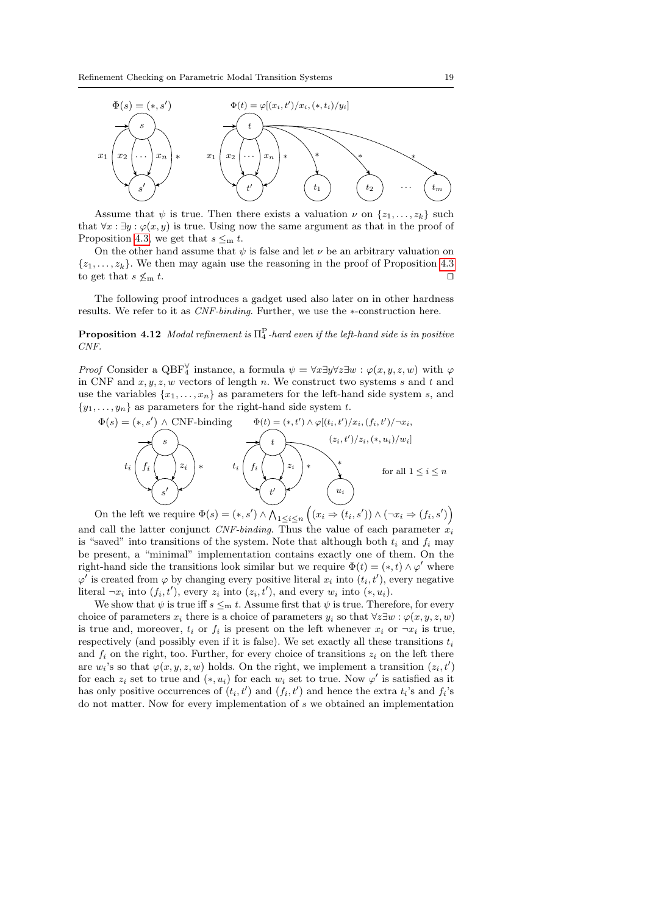$\Phi(s) = (*, s')$ $\Phi(t) = \varphi[(x_i, t')/x_i, (*, t_i)/y_i]$

Assume that $\psi$ is true. Then there exists a valuation $\nu$ on $\{z_1, \ldots, z_k\}$ such that $\forall x : \exists y : \varphi(x, y)$ is true. Using now the same argument as that in the proof of Proposition 4.3, we get that $s \leq_{\mathrm{m}} t$.

On the other hand assume that $\psi$ is false and let $\nu$ be an arbitrary valuation on $\{z_1, \ldots, z_k\}$. We then may again use the reasoning in the proof of Proposition 4.3 to get that $s \not\leq_{\mathrm{m}} t$. □

The following proof introduces a gadget used also later on in other hardness results. We refer to it as *CNF-binding*. Further, we use the $*$-construction here.

**Proposition 4.12** *Modal refinement is $\Pi_4^{\mathrm{P}}$-hard even if the left-hand side is in positive CNF.*

*Proof* Consider a $\mathrm{QBF}_4^{\forall}$ instance, a formula $\psi = \forall x \exists y \forall z \exists w : \varphi(x, y, z, w)$ with $\varphi$ in CNF and $x, y, z, w$ vectors of length $n$. We construct two systems $s$ and $t$ and use the variables $\{x_1, \ldots, x_n\}$ as parameters for the left-hand side system $s$, and $\{y_1, \ldots, y_n\}$ as parameters for the right-hand side system $t$.

$\Phi(s) = (*, s') \wedge$ CNF-binding $\Phi(t) = (*, t') \wedge \varphi[(t_i, t')/x_i, (f_i, t')/\neg x_i, (z_i, t')/z_i, (*, u_i)/w_i]$ for all $1 \leq i \leq n$

On the left we require $\Phi(s) = (*, s') \wedge \bigwedge_{1 \leq i \leq n} \Big( (x_i \Rightarrow (t_i, s')) \wedge (\neg x_i \Rightarrow (f_i, s') \Big)$ and call the latter conjunct *CNF-binding*. Thus the value of each parameter $x_i$ is "saved" into transitions of the system. Note that although both $t_i$ and $f_i$ may be present, a "minimal" implementation contains exactly one of them. On the right-hand side the transitions look similar but we require $\Phi(t) = (*, t) \wedge \varphi'$ where $\varphi'$ is created from $\varphi$ by changing every positive literal $x_i$ into $(t_i, t')$, every negative literal $\neg x_i$ into $(f_i, t')$, every $z_i$ into $(z_i, t')$, and every $w_i$ into $(*, u_i)$.

We show that $\psi$ is true iff $s \leq_{\mathrm{m}} t$. Assume first that $\psi$ is true. Therefore, for every choice of parameters $x_i$ there is a choice of parameters $y_i$ so that $\forall z \exists w : \varphi(x, y, z, w)$ is true and, moreover, $t_i$ or $f_i$ is present on the left whenever $x_i$ or $\neg x_i$ is true, respectively (and possibly even if it is false). We set exactly all these transitions $t_i$ and $f_i$ on the right, too. Further, for every choice of transitions $z_i$ on the left there are $w_i$'s so that $\varphi(x, y, z, w)$ holds. On the right, we implement a transition $(z_i, t')$ for each $z_i$ set to true and $(*, u_i)$ for each $w_i$ set to true. Now $\varphi'$ is satisfied as it has only positive occurrences of $(t_i, t')$ and $(f_i, t')$ and hence the extra $t_i$'s and $f_i$'s do not matter. Now for every implementation of $s$ we obtained an implementation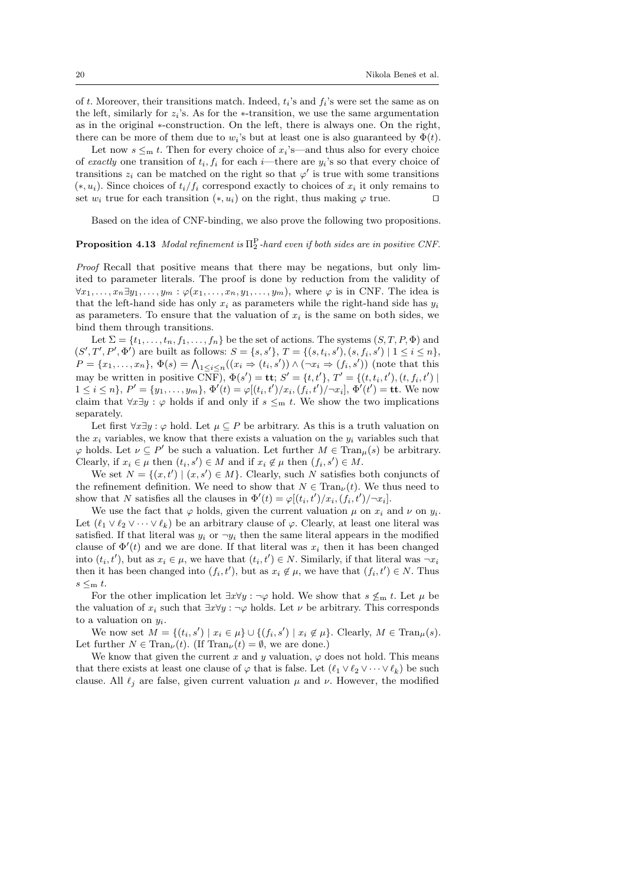of $t$. Moreover, their transitions match. Indeed, $t_i$'s and $f_i$'s were set the same as on the left, similarly for $z_i$'s. As for the $*$-transition, we use the same argumentation as in the original $*$-construction. On the left, there is always one. On the right, there can be more of them due to $w_i$'s but at least one is also guaranteed by $\Phi(t)$.

Let now $s \leq_{\mathrm{m}} t$. Then for every choice of $x_i$'s—and thus also for every choice of *exactly* one transition of $t_i, f_i$ for each $i$—there are $y_i$'s so that every choice of transitions $z_i$ can be matched on the right so that $\varphi'$ is true with some transitions $(*, u_i)$. Since choices of $t_i/f_i$ correspond exactly to choices of $x_i$ it only remains to set $w_i$ true for each transition $(*, u_i)$ on the right, thus making $\varphi$ true. ⊓⊔

Based on the idea of CNF-binding, we also prove the following two propositions.

**Proposition 4.13** *Modal refinement is $\Pi_2^{\mathrm{P}}$-hard even if both sides are in positive CNF.*

*Proof* Recall that positive means that there may be negations, but only limited to parameter literals. The proof is done by reduction from the validity of $\forall x_1, \ldots, x_n \exists y_1, \ldots, y_m : \varphi(x_1, \ldots, x_n, y_1, \ldots, y_m)$, where $\varphi$ is in CNF. The idea is that the left-hand side has only $x_i$ as parameters while the right-hand side has $y_i$ as parameters. To ensure that the valuation of $x_i$ is the same on both sides, we bind them through transitions.

Let $\Sigma = \{t_1, \ldots, t_n, f_1, \ldots, f_n\}$ be the set of actions. The systems $(S, T, P, \Phi)$ and $(S', T', P', \Phi')$ are built as follows: $S = \{s, s'\}$, $T = \{(s, t_i, s'), (s, f_i, s') \mid 1 \leq i \leq n\}$, $P = \{x_1, \ldots, x_n\}$, $\Phi(s) = \bigwedge_{1 \leq i \leq n} ((x_i \Rightarrow (t_i, s')) \wedge (\neg x_i \Rightarrow (f_i, s'))$ (note that this may be written in positive CNF), $\Phi(s') = \mathbf{tt}$; $S' = \{t, t'\}$, $T' = \{(t, t_i, t'), (t, f_i, t') \mid 1 \leq i \leq n\}$, $P' = \{y_1, \ldots, y_m\}$, $\Phi'(t) = \varphi[(t_i, t')/x_i, (f_i, t')/\neg x_i]$, $\Phi'(t') = \mathbf{tt}$. We now claim that $\forall x \exists y : \varphi$ holds if and only if $s \leq_{\mathrm{m}} t$. We show the two implications separately.

Let first $\forall x \exists y : \varphi$ hold. Let $\mu \subseteq P$ be arbitrary. As this is a truth valuation on the $x_i$ variables, we know that there exists a valuation on the $y_i$ variables such that $\varphi$ holds. Let $\nu \subseteq P'$ be such a valuation. Let further $M \in \mathrm{Tran}_\mu(s)$ be arbitrary. Clearly, if $x_i \in \mu$ then $(t_i, s') \in M$ and if $x_i \notin \mu$ then $(f_i, s') \in M$.

We set $N = \{(x, t') \mid (x, s') \in M\}$. Clearly, such $N$ satisfies both conjuncts of the refinement definition. We need to show that $N \in \mathrm{Tran}_\nu(t)$. We thus need to show that $N$ satisfies all the clauses in $\Phi'(t) = \varphi[(t_i, t')/x_i, (f_i, t')/\neg x_i]$.

We use the fact that $\varphi$ holds, given the current valuation $\mu$ on $x_i$ and $\nu$ on $y_i$. Let $(\ell_1 \vee \ell_2 \vee \cdots \vee \ell_k)$ be an arbitrary clause of $\varphi$. Clearly, at least one literal was satisfied. If that literal was $y_i$ or $\neg y_i$ then the same literal appears in the modified clause of $\Phi'(t)$ and we are done. If that literal was $x_i$ then it has been changed into $(t_i, t')$, but as $x_i \in \mu$, we have that $(t_i, t') \in N$. Similarly, if that literal was $\neg x_i$ then it has been changed into $(f_i, t')$, but as $x_i \notin \mu$, we have that $(f_i, t') \in N$. Thus $s \leq_{\mathrm{m}} t$.

For the other implication let $\exists x \forall y : \neg\varphi$ hold. We show that $s \not\leq_{\mathrm{m}} t$. Let $\mu$ be the valuation of $x_i$ such that $\exists x \forall y : \neg\varphi$ holds. Let $\nu$ be arbitrary. This corresponds to a valuation on $y_i$.

We now set $M = \{(t_i, s') \mid x_i \in \mu\} \cup \{(f_i, s') \mid x_i \notin \mu\}$. Clearly, $M \in \mathrm{Tran}_\mu(s)$. Let further $N \in \mathrm{Tran}_\nu(t)$. (If $\mathrm{Tran}_\nu(t) = \emptyset$, we are done.)

We know that given the current $x$ and $y$ valuation, $\varphi$ does not hold. This means that there exists at least one clause of $\varphi$ that is false. Let $(\ell_1 \vee \ell_2 \vee \cdots \vee \ell_k)$ be such clause. All $\ell_j$ are false, given current valuation $\mu$ and $\nu$. However, the modified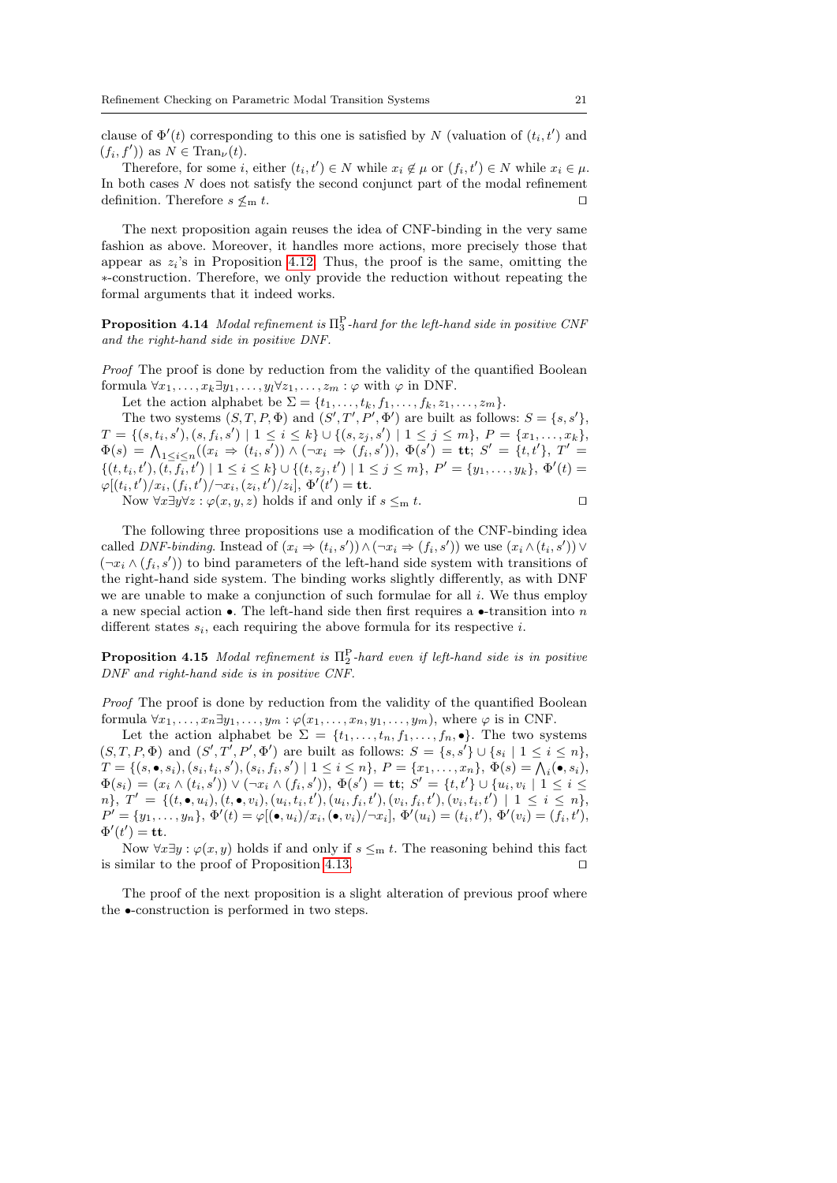clause of $\Phi'(t)$ corresponding to this one is satisfied by $N$ (valuation of $(t_i, t')$ and $(f_i, f')$) as $N \in \mathrm{Tran}_\nu(t)$.

Therefore, for some $i$, either $(t_i, t') \in N$ while $x_i \notin \mu$ or $(f_i, t') \in N$ while $x_i \in \mu$. In both cases $N$ does not satisfy the second conjunct part of the modal refinement definition. Therefore $s \not\leq_{\mathrm{m}} t$. □

The next proposition again reuses the idea of CNF-binding in the very same fashion as above. Moreover, it handles more actions, more precisely those that appear as $z_i$'s in Proposition 4.12. Thus, the proof is the same, omitting the $*$-construction. Therefore, we only provide the reduction without repeating the formal arguments that it indeed works.

**Proposition 4.14** *Modal refinement is $\Pi_3^{\mathrm{P}}$-hard for the left-hand side in positive CNF and the right-hand side in positive DNF.*

*Proof* The proof is done by reduction from the validity of the quantified Boolean formula $\forall x_1, \ldots, x_k \exists y_1, \ldots, y_l \forall z_1, \ldots, z_m : \varphi$ with $\varphi$ in DNF.

Let the action alphabet be $\Sigma = \{t_1, \ldots, t_k, f_1, \ldots, f_k, z_1, \ldots, z_m\}$.

The two systems $(S, T, P, \Phi)$ and $(S', T', P', \Phi')$ are built as follows: $S = \{s, s'\}$, $T = \{(s, t_i, s'), (s, f_i, s') \mid 1 \leq i \leq k\} \cup \{(s, z_j, s') \mid 1 \leq j \leq m\}$, $P = \{x_1, \ldots, x_k\}$, $\Phi(s) = \bigwedge_{1 \leq i \leq n}((x_i \Rightarrow (t_i, s')) \wedge (\neg x_i \Rightarrow (f_i, s')))$, $\Phi(s') = \mathbf{tt}$; $S' = \{t, t'\}$, $T' = \{(t, t_i, t'), (t, f_i, t') \mid 1 \leq i \leq k\} \cup \{(t, z_j, t') \mid 1 \leq j \leq m\}$, $P' = \{y_1, \ldots, y_k\}$, $\Phi'(t) = \varphi[(t_i, t')/x_i, (f_i, t')/\neg x_i, (z_i, t')/z_i]$, $\Phi'(t') = \mathbf{tt}$.

Now $\forall x \exists y \forall z : \varphi(x, y, z)$ holds if and only if $s \leq_{\mathrm{m}} t$. □

The following three propositions use a modification of the CNF-binding idea called *DNF-binding*. Instead of $(x_i \Rightarrow (t_i, s')) \wedge (\neg x_i \Rightarrow (f_i, s'))$ we use $(x_i \wedge (t_i, s')) \vee (\neg x_i \wedge (f_i, s'))$ to bind parameters of the left-hand side system with transitions of the right-hand side system. The binding works slightly differently, as with DNF we are unable to make a conjunction of such formulae for all $i$. We thus employ a new special action $\bullet$. The left-hand side then first requires a $\bullet$-transition into $n$ different states $s_i$, each requiring the above formula for its respective $i$.

**Proposition 4.15** *Modal refinement is $\Pi_2^{\mathrm{P}}$-hard even if left-hand side is in positive DNF and right-hand side is in positive CNF.*

*Proof* The proof is done by reduction from the validity of the quantified Boolean formula $\forall x_1, \ldots, x_n \exists y_1, \ldots, y_m : \varphi(x_1, \ldots, x_n, y_1, \ldots, y_m)$, where $\varphi$ is in CNF.

Let the action alphabet be $\Sigma = \{t_1, \ldots, t_n, f_1, \ldots, f_n, \bullet\}$. The two systems $(S, T, P, \Phi)$ and $(S', T', P', \Phi')$ are built as follows: $S = \{s, s'\} \cup \{s_i \mid 1 \leq i \leq n\}$, $T = \{(s, \bullet, s_i), (s_i, t_i, s'), (s_i, f_i, s') \mid 1 \leq i \leq n\}$, $P = \{x_1, \ldots, x_n\}$, $\Phi(s) = \bigwedge_i (\bullet, s_i)$, $\Phi(s_i) = (x_i \wedge (t_i, s')) \vee (\neg x_i \wedge (f_i, s'))$, $\Phi(s') = \mathbf{tt}$; $S' = \{t, t'\} \cup \{u_i, v_i \mid 1 \leq i \leq n\}$, $T' = \{(t, \bullet, u_i), (t, \bullet, v_i), (u_i, t_i, t'), (u_i, f_i, t'), (v_i, f_i, t'), (v_i, t_i, t') \mid 1 \leq i \leq n\}$, $P' = \{y_1, \ldots, y_n\}$, $\Phi'(t) = \varphi[(\bullet, u_i)/x_i, (\bullet, v_i)/\neg x_i]$, $\Phi'(u_i) = (t_i, t')$, $\Phi'(v_i) = (f_i, t')$, $\Phi'(t') = \mathbf{tt}$.

Now $\forall x \exists y : \varphi(x, y)$ holds if and only if $s \leq_{\mathrm{m}} t$. The reasoning behind this fact is similar to the proof of Proposition 4.13. □

The proof of the next proposition is a slight alteration of previous proof where the $\bullet$-construction is performed in two steps.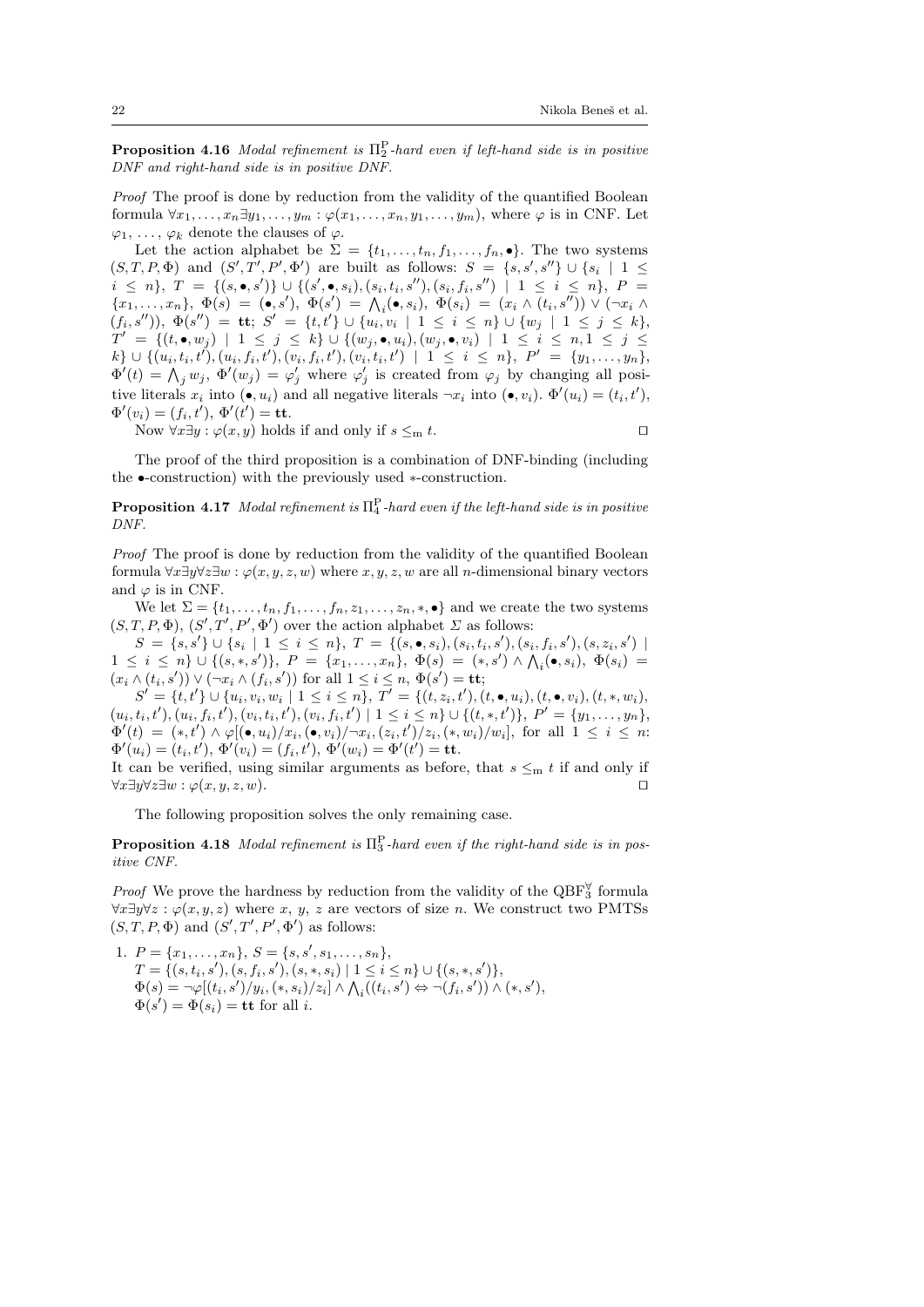**Proposition 4.16** *Modal refinement is* $\Pi_2^{\mathrm{P}}$*-hard even if left-hand side is in positive DNF and right-hand side is in positive DNF.*

*Proof* The proof is done by reduction from the validity of the quantified Boolean formula $\forall x_1, \ldots, x_n \exists y_1, \ldots, y_m : \varphi(x_1, \ldots, x_n, y_1, \ldots, y_m)$, where $\varphi$ is in CNF. Let $\varphi_1, \ldots, \varphi_k$ denote the clauses of $\varphi$.

Let the action alphabet be $\Sigma = \{t_1, \ldots, t_n, f_1, \ldots, f_n, \bullet\}$. The two systems $(S, T, P, \Phi)$ and $(S', T', P', \Phi')$ are built as follows: $S = \{s, s', s''\} \cup \{s_i \mid 1 \leq i \leq n\}$, $T = \{(s, \bullet, s')\} \cup \{(s', \bullet, s_i), (s_i, t_i, s''), (s_i, f_i, s'') \mid 1 \leq i \leq n\}$, $P = \{x_1, \ldots, x_n\}$, $\Phi(s) = (\bullet, s')$, $\Phi(s') = \bigwedge_i (\bullet, s_i)$, $\Phi(s_i) = (x_i \wedge (t_i, s'')) \vee (\neg x_i \wedge (f_i, s''))$, $\Phi(s'') = \mathbf{tt}$; $S' = \{t, t'\} \cup \{u_i, v_i \mid 1 \leq i \leq n\} \cup \{w_j \mid 1 \leq j \leq k\}$, $T' = \{(t, \bullet, w_j) \mid 1 \leq j \leq k\} \cup \{(w_j, \bullet, u_i), (w_j, \bullet, v_i) \mid 1 \leq i \leq n, 1 \leq j \leq k\} \cup \{(u_i, t_i, t'), (u_i, f_i, t'), (v_i, f_i, t'), (v_i, t_i, t') \mid 1 \leq i \leq n\}$, $P' = \{y_1, \ldots, y_n\}$, $\Phi'(t) = \bigwedge_j w_j$, $\Phi'(w_j) = \varphi'_j$ where $\varphi'_j$ is created from $\varphi_j$ by changing all positive literals $x_i$ into $(\bullet, u_i)$ and all negative literals $\neg x_i$ into $(\bullet, v_i)$. $\Phi'(u_i) = (t_i, t')$, $\Phi'(v_i) = (f_i, t')$, $\Phi'(t') = \mathbf{tt}$.

Now $\forall x \exists y : \varphi(x, y)$ holds if and only if $s \leq_{\mathrm{m}} t$. $\square$

The proof of the third proposition is a combination of DNF-binding (including the $\bullet$-construction) with the previously used $*$-construction.

**Proposition 4.17** *Modal refinement is* $\Pi_4^{\mathrm{P}}$*-hard even if the left-hand side is in positive DNF.*

*Proof* The proof is done by reduction from the validity of the quantified Boolean formula $\forall x \exists y \forall z \exists w : \varphi(x, y, z, w)$ where $x, y, z, w$ are all $n$-dimensional binary vectors and $\varphi$ is in CNF.

We let $\Sigma = \{t_1, \ldots, t_n, f_1, \ldots, f_n, z_1, \ldots, z_n, *, \bullet\}$ and we create the two systems $(S, T, P, \Phi)$, $(S', T', P', \Phi')$ over the action alphabet $\Sigma$ as follows:

$S = \{s, s'\} \cup \{s_i \mid 1 \leq i \leq n\}$, $T = \{(s, \bullet, s_i), (s_i, t_i, s'), (s_i, f_i, s'), (s, z_i, s') \mid 1 \leq i \leq n\} \cup \{(s, *, s')\}$, $P = \{x_1, \ldots, x_n\}$, $\Phi(s) = (*, s') \wedge \bigwedge_i (\bullet, s_i)$, $\Phi(s_i) = (x_i \wedge (t_i, s')) \vee (\neg x_i \wedge (f_i, s'))$ for all $1 \leq i \leq n$, $\Phi(s') = \mathbf{tt}$;

$S' = \{t, t'\} \cup \{u_i, v_i, w_i \mid 1 \leq i \leq n\}$, $T' = \{(t, z_i, t'), (t, \bullet, u_i), (t, \bullet, v_i), (t, *, w_i), (u_i, t_i, t'), (u_i, f_i, t'), (v_i, t_i, t'), (v_i, f_i, t') \mid 1 \leq i \leq n\} \cup \{(t, *, t')\}$, $P' = \{y_1, \ldots, y_n\}$, $\Phi'(t) = (*, t') \wedge \varphi[(\bullet, u_i)/x_i, (\bullet, v_i)/\neg x_i, (z_i, t')/z_i, (*, w_i)/w_i]$, for all $1 \leq i \leq n$: $\Phi'(u_i) = (t_i, t')$, $\Phi'(v_i) = (f_i, t')$, $\Phi'(w_i) = \Phi'(t') = \mathbf{tt}$.

It can be verified, using similar arguments as before, that $s \leq_{\mathrm{m}} t$ if and only if $\forall x \exists y \forall z \exists w : \varphi(x, y, z, w)$. $\square$

The following proposition solves the only remaining case.

**Proposition 4.18** *Modal refinement is* $\Pi_3^{\mathrm{P}}$*-hard even if the right-hand side is in positive CNF.*

*Proof* We prove the hardness by reduction from the validity of the $\mathrm{QBF}_3^{\forall}$ formula $\forall x \exists y \forall z : \varphi(x, y, z)$ where $x$, $y$, $z$ are vectors of size $n$. We construct two PMTSs $(S, T, P, \Phi)$ and $(S', T', P', \Phi')$ as follows:

1. $P = \{x_1, \ldots, x_n\}$, $S = \{s, s', s_1, \ldots, s_n\}$,
   $T = \{(s, t_i, s'), (s, f_i, s'), (s, *, s_i) \mid 1 \leq i \leq n\} \cup \{(s, *, s')\}$,
   $\Phi(s) = \neg\varphi[(t_i, s')/y_i, (*, s_i)/z_i] \wedge \bigwedge_i ((t_i, s') \Leftrightarrow \neg(f_i, s')) \wedge (*, s')$,
   $\Phi(s') = \Phi(s_i) = \mathbf{tt}$ for all $i$.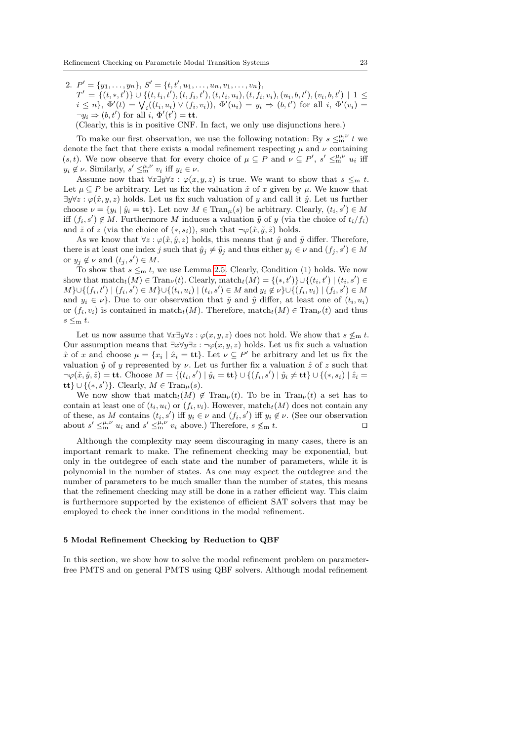2. $P' = \{y_1, \ldots, y_n\}$, $S' = \{t, t', u_1, \ldots, u_n, v_1, \ldots, v_n\}$,
   $T' = \{(t, *, t')\} \cup \{(t, t_i, t'), (t, f_i, t'), (t, t_i, u_i), (t, f_i, v_i), (u_i, b, t'), (v_i, b, t') \mid 1 \leq i \leq n\}$, $\Phi'(t) = \bigvee_i ((t_i, u_i) \vee (f_i, v_i))$, $\Phi'(u_i) = y_i \Rightarrow (b, t')$ for all $i$, $\Phi'(v_i) = \neg y_i \Rightarrow (b, t')$ for all $i$, $\Phi'(t') = \mathbf{tt}$.
   (Clearly, this is in positive CNF. In fact, we only use disjunctions here.)

To make our first observation, we use the following notation: By $s \leq_{\mathrm{m}}^{\mu,\nu} t$ we denote the fact that there exists a modal refinement respecting $\mu$ and $\nu$ containing $(s, t)$. We now observe that for every choice of $\mu \subseteq P$ and $\nu \subseteq P'$, $s' \leq_{\mathrm{m}}^{\mu,\nu} u_i$ iff $y_i \notin \nu$. Similarly, $s' \leq_{\mathrm{m}}^{\mu,\nu} v_i$ iff $y_i \in \nu$.

Assume now that $\forall x \exists y \forall z : \varphi(x, y, z)$ is true. We want to show that $s \leq_{\mathrm{m}} t$. Let $\mu \subseteq P$ be arbitrary. Let us fix the valuation $\hat{x}$ of $x$ given by $\mu$. We know that $\exists y \forall z : \varphi(\hat{x}, y, z)$ holds. Let us fix such valuation of $y$ and call it $\hat{y}$. Let us further choose $\nu = \{y_i \mid \hat{y}_i = \mathbf{tt}\}$. Let now $M \in \mathrm{Tran}_\mu(s)$ be arbitrary. Clearly, $(t_i, s') \in M$ iff $(f_i, s') \notin M$. Furthermore $M$ induces a valuation $\tilde{y}$ of $y$ (via the choice of $t_i/f_i$) and $\tilde{z}$ of $z$ (via the choice of $(*, s_i)$), such that $\neg\varphi(\hat{x}, \tilde{y}, \tilde{z})$ holds.

As we know that $\forall z : \varphi(\hat{x}, \hat{y}, z)$ holds, this means that $\hat{y}$ and $\tilde{y}$ differ. Therefore, there is at least one index $j$ such that $\hat{y}_j \neq \tilde{y}_j$ and thus either $y_j \in \nu$ and $(f_j, s') \in M$ or $y_j \notin \nu$ and $(t_j, s') \in M$.

To show that $s \leq_{\mathrm{m}} t$, we use Lemma 2.5. Clearly, Condition (1) holds. We now show that $\mathrm{match}_t(M) \in \mathrm{Tran}_\nu(t)$. Clearly, $\mathrm{match}_t(M) = \{(*, t')\} \cup \{(t_i, t') \mid (t_i, s') \in M\} \cup \{(f_i, t') \mid (f_i, s') \in M\} \cup \{(t_i, u_i) \mid (t_i, s') \in M \text{ and } y_i \notin \nu\} \cup \{(f_i, v_i) \mid (f_i, s') \in M$ and $y_i \in \nu\}$. Due to our observation that $\tilde{y}$ and $\hat{y}$ differ, at least one of $(t_i, u_i)$ or $(f_i, v_i)$ is contained in $\mathrm{match}_t(M)$. Therefore, $\mathrm{match}_t(M) \in \mathrm{Tran}_\nu(t)$ and thus $s \leq_{\mathrm{m}} t$.

Let us now assume that $\forall x \exists y \forall z : \varphi(x, y, z)$ does not hold. We show that $s \not\leq_{\mathrm{m}} t$. Our assumption means that $\exists x \forall y \exists z : \neg\varphi(x, y, z)$ holds. Let us fix such a valuation $\hat{x}$ of $x$ and choose $\mu = \{x_i \mid \hat{x}_i = \mathbf{tt}\}$. Let $\nu \subseteq P'$ be arbitrary and let us fix the valuation $\hat{y}$ of $y$ represented by $\nu$. Let us further fix a valuation $\hat{z}$ of $z$ such that $\neg\varphi(\hat{x}, \hat{y}, \hat{z}) = \mathbf{tt}$. Choose $M = \{(t_i, s') \mid \hat{y}_i = \mathbf{tt}\} \cup \{(f_i, s') \mid \hat{y}_i \neq \mathbf{tt}\} \cup \{(*, s_i) \mid \hat{z}_i = \mathbf{tt}\} \cup \{(*, s')\}$. Clearly, $M \in \mathrm{Tran}_\mu(s)$.

We now show that $\mathrm{match}_t(M) \notin \mathrm{Tran}_\nu(t)$. To be in $\mathrm{Tran}_\nu(t)$ a set has to contain at least one of $(t_i, u_i)$ or $(f_i, v_i)$. However, $\mathrm{match}_t(M)$ does not contain any of these, as $M$ contains $(t_i, s')$ iff $y_i \in \nu$ and $(f_i, s')$ iff $y_i \notin \nu$. (See our observation about $s' \leq_{\mathrm{m}}^{\mu,\nu} u_i$ and $s' \leq_{\mathrm{m}}^{\mu,\nu} v_i$ above.) Therefore, $s \not\leq_{\mathrm{m}} t$. ⊓⊔

Although the complexity may seem discouraging in many cases, there is an important remark to make. The refinement checking may be exponential, but only in the outdegree of each state and the number of parameters, while it is polynomial in the number of states. As one may expect the outdegree and the number of parameters to be much smaller than the number of states, this means that the refinement checking may still be done in a rather efficient way. This claim is furthermore supported by the existence of efficient SAT solvers that may be employed to check the inner conditions in the modal refinement.

## 5 Modal Refinement Checking by Reduction to QBF

In this section, we show how to solve the modal refinement problem on parameter-free PMTS and on general PMTS using QBF solvers. Although modal refinement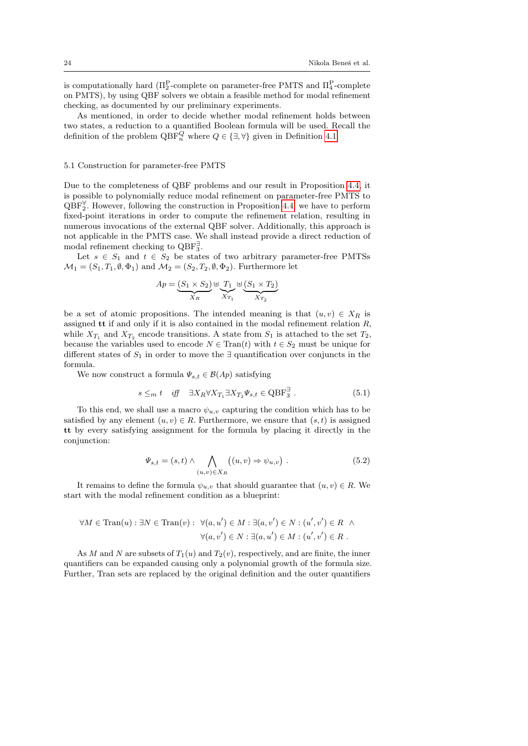is computationally hard ($\Pi_2^{\mathrm{P}}$-complete on parameter-free PMTS and $\Pi_4^{\mathrm{P}}$-complete on PMTS), by using QBF solvers we obtain a feasible method for modal refinement checking, as documented by our preliminary experiments.

As mentioned, in order to decide whether modal refinement holds between two states, a reduction to a quantified Boolean formula will be used. Recall the definition of the problem $\mathrm{QBF}_n^Q$ where $Q \in \{\exists, \forall\}$ given in Definition 4.1.

### 5.1 Construction for parameter-free PMTS

Due to the completeness of QBF problems and our result in Proposition 4.4, it is possible to polynomially reduce modal refinement on parameter-free PMTS to $\mathrm{QBF}_2^{\forall}$. However, following the construction in Proposition 4.4 we have to perform fixed-point iterations in order to compute the refinement relation, resulting in numerous invocations of the external QBF solver. Additionally, this approach is not applicable in the PMTS case. We shall instead provide a direct reduction of modal refinement checking to $\mathrm{QBF}_3^{\exists}$.

Let $s \in S_1$ and $t \in S_2$ be states of two arbitrary parameter-free PMTSs $\mathcal{M}_1 = (S_1, T_1, \emptyset, \Phi_1)$ and $\mathcal{M}_2 = (S_2, T_2, \emptyset, \Phi_2)$. Furthermore let

$$Ap = \underbrace{(S_1 \times S_2)}_{X_R} \uplus \underbrace{T_1}_{X_{T_1}} \uplus \underbrace{(S_1 \times T_2)}_{X_{T_2}}$$

be a set of atomic propositions. The intended meaning is that $(u, v) \in X_R$ is assigned **tt** if and only if it is also contained in the modal refinement relation $R$, while $X_{T_1}$ and $X_{T_2}$ encode transitions. A state from $S_1$ is attached to the set $T_2$, because the variables used to encode $N \in \mathrm{Tran}(t)$ with $t \in S_2$ must be unique for different states of $S_1$ in order to move the $\exists$ quantification over conjuncts in the formula.

We now construct a formula $\Psi_{s,t} \in \mathcal{B}(Ap)$ satisfying

$$s \leq_m t \quad \textit{iff} \quad \exists X_R \forall X_{T_1} \exists X_{T_2} \Psi_{s,t} \in \mathrm{QBF}_3^{\exists} \; . \tag{5.1}$$

To this end, we shall use a macro $\psi_{u,v}$ capturing the condition which has to be satisfied by any element $(u, v) \in R$. Furthermore, we ensure that $(s, t)$ is assigned **tt** by every satisfying assignment for the formula by placing it directly in the conjunction:

$$\Psi_{s,t} = (s, t) \wedge \bigwedge_{(u,v) \in X_R} \big( (u, v) \Rightarrow \psi_{u,v} \big) \; . \tag{5.2}$$

It remains to define the formula $\psi_{u,v}$ that should guarantee that $(u, v) \in R$. We start with the modal refinement condition as a blueprint:

$$\begin{aligned} \forall M \in \mathrm{Tran}(u) : \exists N \in \mathrm{Tran}(v) : \;\; & \forall (a, u') \in M : \exists (a, v') \in N : (u', v') \in R \;\; \wedge \\ & \forall (a, v') \in N : \exists (a, u') \in M : (u', v') \in R \; . \end{aligned}$$

As $M$ and $N$ are subsets of $T_1(u)$ and $T_2(v)$, respectively, and are finite, the inner quantifiers can be expanded causing only a polynomial growth of the formula size. Further, Tran sets are replaced by the original definition and the outer quantifiers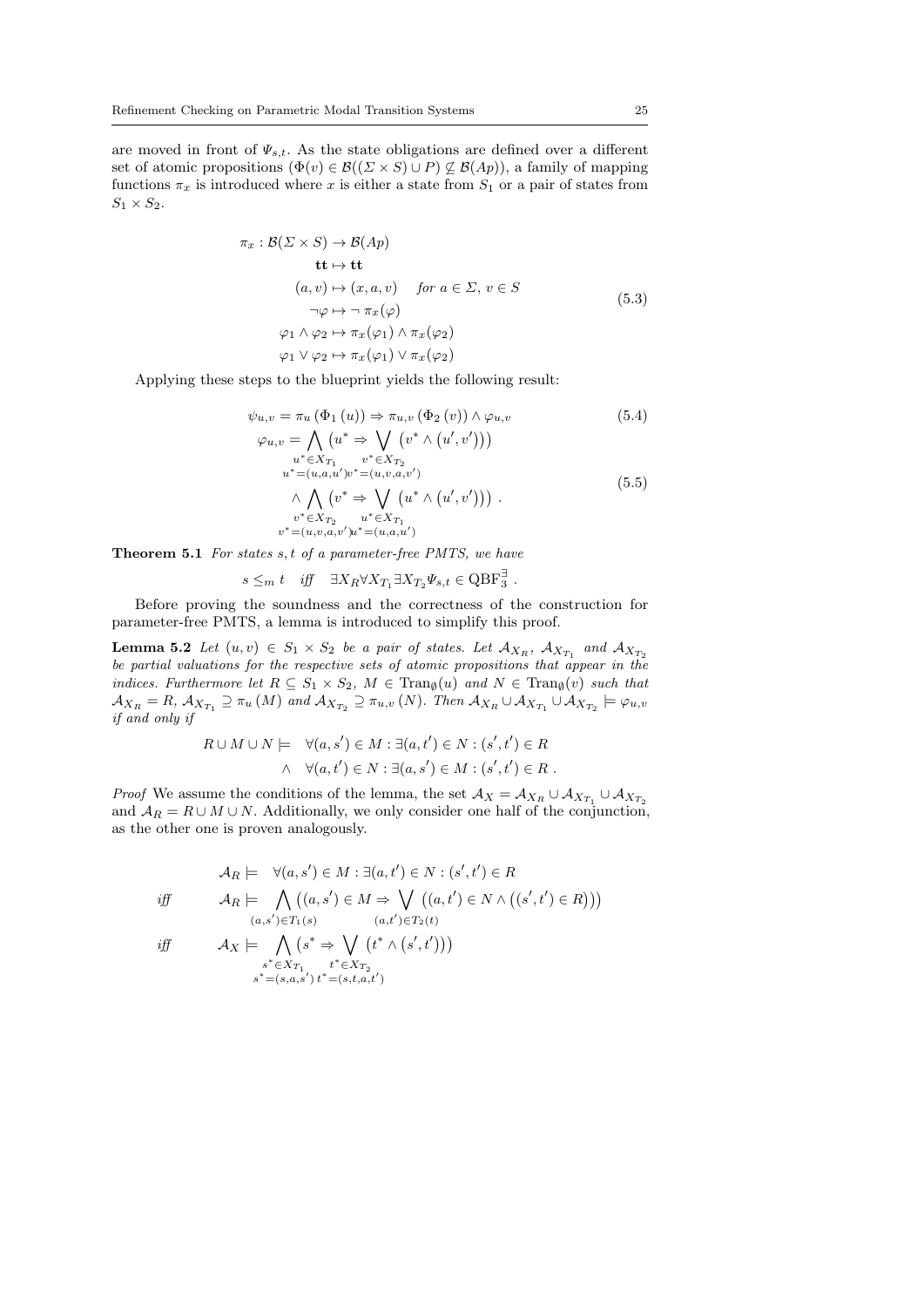are moved in front of $\Psi_{s,t}$. As the state obligations are defined over a different set of atomic propositions ($\Phi(v) \in \mathcal{B}((\Sigma \times S) \cup P) \not\subseteq \mathcal{B}(Ap)$), a family of mapping functions $\pi_x$ is introduced where $x$ is either a state from $S_1$ or a pair of states from $S_1 \times S_2$.

$$
\begin{aligned}
\pi_x : \mathcal{B}(\Sigma \times S) &\to \mathcal{B}(Ap) \\
\mathbf{tt} &\mapsto \mathbf{tt} \\
(a, v) &\mapsto (x, a, v) \quad \textit{for } a \in \Sigma,\, v \in S \\
\neg\varphi &\mapsto \neg\, \pi_x(\varphi) \\
\varphi_1 \wedge \varphi_2 &\mapsto \pi_x(\varphi_1) \wedge \pi_x(\varphi_2) \\
\varphi_1 \vee \varphi_2 &\mapsto \pi_x(\varphi_1) \vee \pi_x(\varphi_2)
\end{aligned}
\tag{5.3}
$$

Applying these steps to the blueprint yields the following result:

$$
\psi_{u,v} = \pi_u\left(\Phi_1\left(u\right)\right) \Rightarrow \pi_{u,v}\left(\Phi_2\left(v\right)\right) \wedge \varphi_{u,v} \tag{5.4}
$$

$$
\begin{aligned}
\varphi_{u,v} = &\bigwedge_{\substack{u^* \in X_{T_1} \\ u^* = (u,a,u')}} \left(u^* \Rightarrow \bigvee_{\substack{v^* \in X_{T_2} \\ v^* = (u,v,a,v')}} \left(v^* \wedge \left(u', v'\right)\right)\right) \\
\wedge &\bigwedge_{\substack{v^* \in X_{T_2} \\ v^* = (u,v,a,v')}} \left(v^* \Rightarrow \bigvee_{\substack{u^* \in X_{T_1} \\ u^* = (u,a,u')}} \left(u^* \wedge \left(u', v'\right)\right)\right) .
\end{aligned}
\tag{5.5}
$$

**Theorem 5.1** *For states $s, t$ of a parameter-free PMTS, we have*

$$
s \leq_m t \quad \textit{iff} \quad \exists X_R \forall X_{T_1} \exists X_{T_2} \Psi_{s,t} \in \mathrm{QBF}_3^{\exists} .
$$

Before proving the soundness and the correctness of the construction for parameter-free PMTS, a lemma is introduced to simplify this proof.

**Lemma 5.2** *Let $(u, v) \in S_1 \times S_2$ be a pair of states. Let $\mathcal{A}_{X_R}$, $\mathcal{A}_{X_{T_1}}$ and $\mathcal{A}_{X_{T_2}}$ be partial valuations for the respective sets of atomic propositions that appear in the indices. Furthermore let $R \subseteq S_1 \times S_2$, $M \in \mathrm{Tran}_\emptyset(u)$ and $N \in \mathrm{Tran}_\emptyset(v)$ such that $\mathcal{A}_{X_R} = R$, $\mathcal{A}_{X_{T_1}} \supseteq \pi_u\left(M\right)$ and $\mathcal{A}_{X_{T_2}} \supseteq \pi_{u,v}\left(N\right)$. Then $\mathcal{A}_{X_R} \cup \mathcal{A}_{X_{T_1}} \cup \mathcal{A}_{X_{T_2}} \models \varphi_{u,v}$ if and only if*

$$
\begin{aligned}
R \cup M \cup N \models \quad &\forall (a, s') \in M : \exists (a, t') \in N : (s', t') \in R \\
\wedge \quad &\forall (a, t') \in N : \exists (a, s') \in M : (s', t') \in R .
\end{aligned}
$$

*Proof* We assume the conditions of the lemma, the set $\mathcal{A}_X = \mathcal{A}_{X_R} \cup \mathcal{A}_{X_{T_1}} \cup \mathcal{A}_{X_{T_2}}$ and $\mathcal{A}_R = R \cup M \cup N$. Additionally, we only consider one half of the conjunction, as the other one is proven analogously.

$$
\begin{aligned}
&\mathcal{A}_R \models \quad \forall (a, s') \in M : \exists (a, t') \in N : (s', t') \in R \\
\textit{iff} \qquad &\mathcal{A}_R \models \bigwedge_{(a,s') \in T_1(s)} \left((a, s') \in M \Rightarrow \bigvee_{(a,t') \in T_2(t)} \left((a, t') \in N \wedge \left((s', t') \in R\right)\right)\right) \\
\textit{iff} \qquad &\mathcal{A}_X \models \bigwedge_{\substack{s^* \in X_{T_1} \\ s^* = (s,a,s')}} \left(s^* \Rightarrow \bigvee_{\substack{t^* \in X_{T_2} \\ t^* = (s,t,a,t')}} \left(t^* \wedge \left(s', t'\right)\right)\right)
\end{aligned}
$$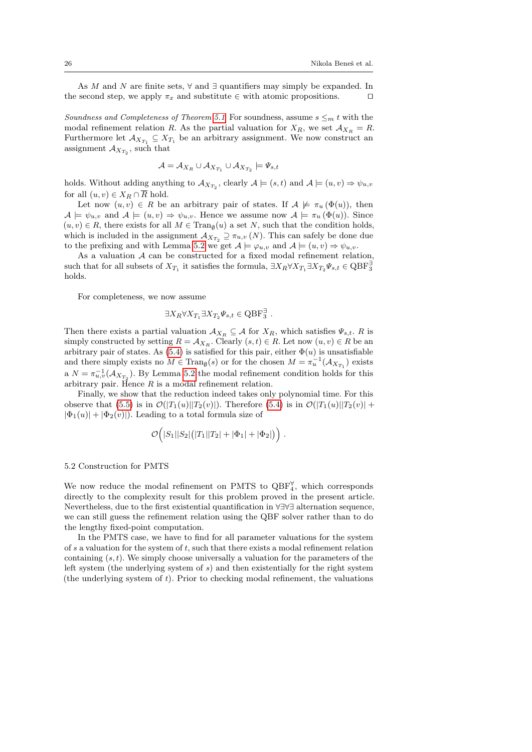As $M$ and $N$ are finite sets, $\forall$ and $\exists$ quantifiers may simply be expanded. In the second step, we apply $\pi_x$ and substitute $\in$ with atomic propositions. $\square$

*Soundness and Completeness of Theorem 5.1* For soundness, assume $s \leq_m t$ with the modal refinement relation $R$. As the partial valuation for $X_R$, we set $\mathcal{A}_{X_R} = R$. Furthermore let $\mathcal{A}_{X_{T_1}} \subseteq X_{T_1}$ be an arbitrary assignment. We now construct an assignment $\mathcal{A}_{X_{T_2}}$, such that

$$\mathcal{A} = \mathcal{A}_{X_R} \cup \mathcal{A}_{X_{T_1}} \cup \mathcal{A}_{X_{T_2}} \models \Psi_{s,t}$$

holds. Without adding anything to $\mathcal{A}_{X_{T_2}}$, clearly $\mathcal{A} \models (s,t)$ and $\mathcal{A} \models (u,v) \Rightarrow \psi_{u,v}$ for all $(u,v) \in X_R \cap \overline{R}$ hold.

Let now $(u,v) \in R$ be an arbitrary pair of states. If $\mathcal{A} \not\models \pi_u(\Phi(u))$, then $\mathcal{A} \models \psi_{u,v}$ and $\mathcal{A} \models (u,v) \Rightarrow \psi_{u,v}$. Hence we assume now $\mathcal{A} \models \pi_u(\Phi(u))$. Since $(u,v) \in R$, there exists for all $M \in \mathrm{Tran}_{\emptyset}(u)$ a set $N$, such that the condition holds, which is included in the assignment $\mathcal{A}_{X_{T_2}} \supseteq \pi_{u,v}(N)$. This can safely be done due to the prefixing and with Lemma 5.2 we get $\mathcal{A} \models \varphi_{u,v}$ and $\mathcal{A} \models (u,v) \Rightarrow \psi_{u,v}$.

As a valuation $\mathcal{A}$ can be constructed for a fixed modal refinement relation, such that for all subsets of $X_{T_1}$ it satisfies the formula, $\exists X_R \forall X_{T_1} \exists X_{T_2} \Psi_{s,t} \in \mathrm{QBF}_3^{\exists}$ holds.

For completeness, we now assume

$$\exists X_R \forall X_{T_1} \exists X_{T_2} \Psi_{s,t} \in \mathrm{QBF}_3^{\exists} \; .$$

Then there exists a partial valuation $\mathcal{A}_{X_R} \subseteq \mathcal{A}$ for $X_R$, which satisfies $\Psi_{s,t}$. $R$ is simply constructed by setting $R = \mathcal{A}_{X_R}$. Clearly $(s,t) \in R$. Let now $(u,v) \in R$ be an arbitrary pair of states. As (5.4) is satisfied for this pair, either $\Phi(u)$ is unsatisfiable and there simply exists no $M \in \mathrm{Tran}_{\emptyset}(s)$ or for the chosen $M = \pi_u^{-1}(\mathcal{A}_{X_{T_1}})$ exists a $N = \pi_{u,v}^{-1}(\mathcal{A}_{X_{T_2}})$. By Lemma 5.2 the modal refinement condition holds for this arbitrary pair. Hence $R$ is a modal refinement relation.

Finally, we show that the reduction indeed takes only polynomial time. For this observe that (5.5) is in $\mathcal{O}(|T_1(u)||T_2(v)|)$. Therefore (5.4) is in $\mathcal{O}(|T_1(u)||T_2(v)| + |\Phi_1(u)| + |\Phi_2(v)|)$. Leading to a total formula size of

$$\mathcal{O}\Big(|S_1||S_2|\big(|T_1||T_2| + |\Phi_1| + |\Phi_2|\big)\Big) \; .$$

### 5.2 Construction for PMTS

We now reduce the modal refinement on PMTS to $\mathrm{QBF}_4^{\forall}$, which corresponds directly to the complexity result for this problem proved in the present article. Nevertheless, due to the first existential quantification in $\forall\exists\forall\exists$ alternation sequence, we can still guess the refinement relation using the QBF solver rather than to do the lengthy fixed-point computation.

In the PMTS case, we have to find for all parameter valuations for the system of $s$ a valuation for the system of $t$, such that there exists a modal refinement relation containing $(s,t)$. We simply choose universally a valuation for the parameters of the left system (the underlying system of $s$) and then existentially for the right system (the underlying system of $t$). Prior to checking modal refinement, the valuations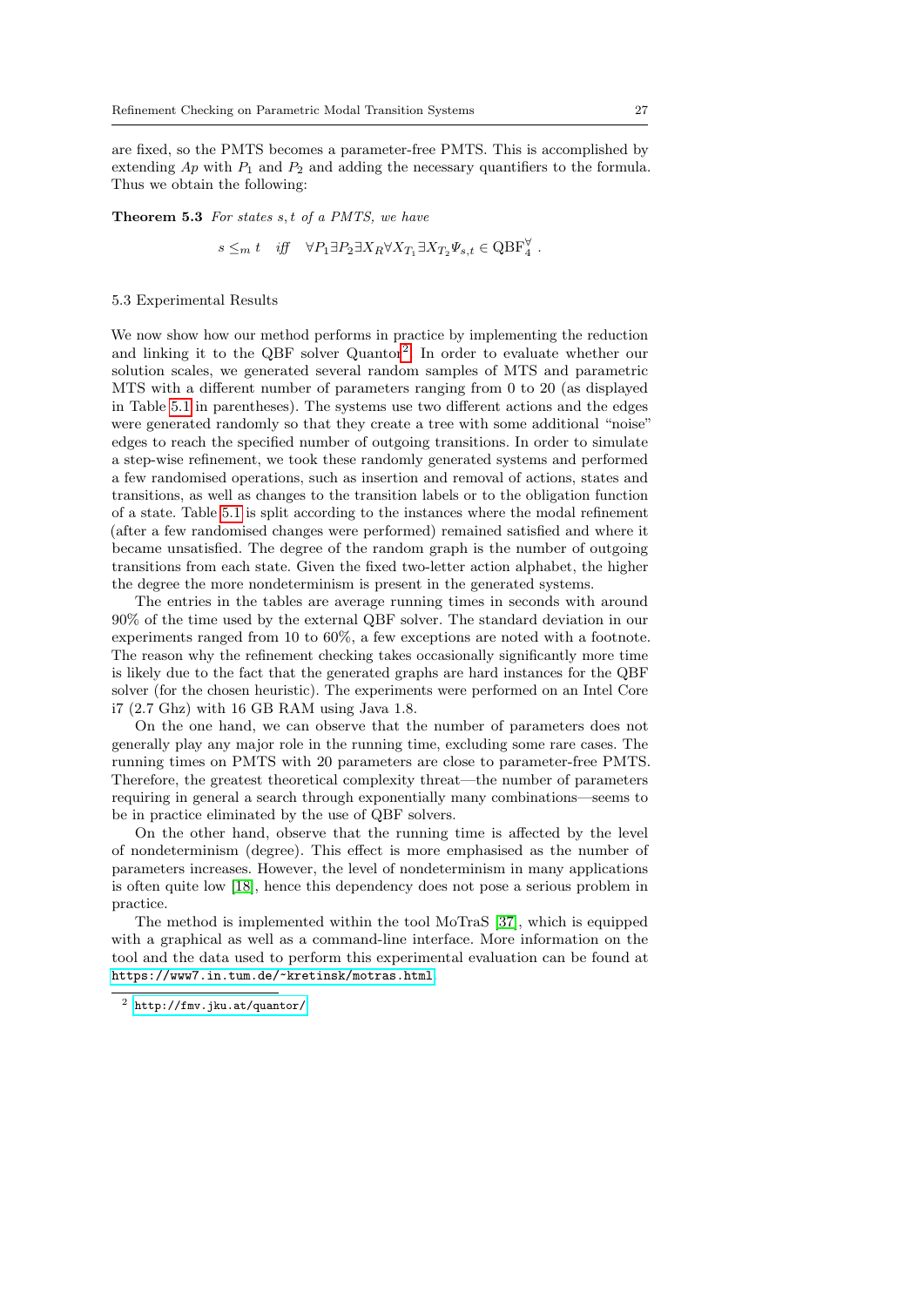are fixed, so the PMTS becomes a parameter-free PMTS. This is accomplished by extending $Ap$ with $P_1$ and $P_2$ and adding the necessary quantifiers to the formula. Thus we obtain the following:

**Theorem 5.3** *For states $s, t$ of a PMTS, we have*

$$s \leq_m t \quad \text{iff} \quad \forall P_1 \exists P_2 \exists X_R \forall X_{T_1} \exists X_{T_2} \Psi_{s,t} \in \mathrm{QBF}_4^{\forall} \;.$$

### 5.3 Experimental Results

We now show how our method performs in practice by implementing the reduction and linking it to the QBF solver Quantor[2]. In order to evaluate whether our solution scales, we generated several random samples of MTS and parametric MTS with a different number of parameters ranging from 0 to 20 (as displayed in Table 5.1 in parentheses). The systems use two different actions and the edges were generated randomly so that they create a tree with some additional "noise" edges to reach the specified number of outgoing transitions. In order to simulate a step-wise refinement, we took these randomly generated systems and performed a few randomised operations, such as insertion and removal of actions, states and transitions, as well as changes to the transition labels or to the obligation function of a state. Table 5.1 is split according to the instances where the modal refinement (after a few randomised changes were performed) remained satisfied and where it became unsatisfied. The degree of the random graph is the number of outgoing transitions from each state. Given the fixed two-letter action alphabet, the higher the degree the more nondeterminism is present in the generated systems.

The entries in the tables are average running times in seconds with around 90% of the time used by the external QBF solver. The standard deviation in our experiments ranged from 10 to 60%, a few exceptions are noted with a footnote. The reason why the refinement checking takes occasionally significantly more time is likely due to the fact that the generated graphs are hard instances for the QBF solver (for the chosen heuristic). The experiments were performed on an Intel Core i7 (2.7 Ghz) with 16 GB RAM using Java 1.8.

On the one hand, we can observe that the number of parameters does not generally play any major role in the running time, excluding some rare cases. The running times on PMTS with 20 parameters are close to parameter-free PMTS. Therefore, the greatest theoretical complexity threat—the number of parameters requiring in general a search through exponentially many combinations—seems to be in practice eliminated by the use of QBF solvers.

On the other hand, observe that the running time is affected by the level of nondeterminism (degree). This effect is more emphasised as the number of parameters increases. However, the level of nondeterminism in many applications is often quite low [18], hence this dependency does not pose a serious problem in practice.

The method is implemented within the tool MoTraS [37], which is equipped with a graphical as well as a command-line interface. More information on the tool and the data used to perform this experimental evaluation can be found at https://www7.in.tum.de/~kretinsk/motras.html.

[2] http://fmv.jku.at/quantor/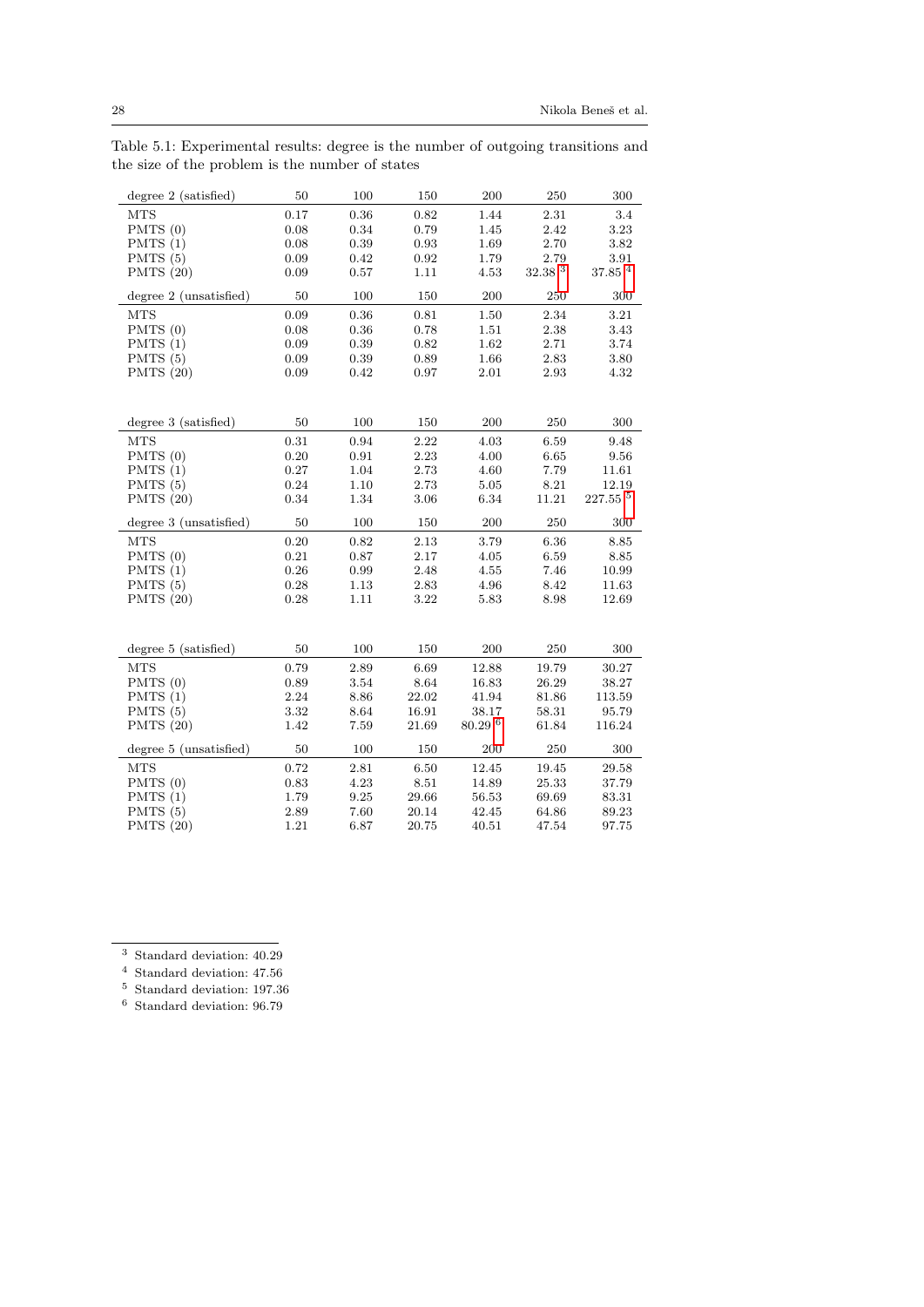Table 5.1: Experimental results: degree is the number of outgoing transitions and the size of the problem is the number of states

| degree 2 (satisfied) | 50 | 100 | 150 | 200 | 250 | 300 |
|---|---|---|---|---|---|---|
| MTS | 0.17 | 0.36 | 0.82 | 1.44 | 2.31 | 3.4 |
| PMTS (0) | 0.08 | 0.34 | 0.79 | 1.45 | 2.42 | 3.23 |
| PMTS (1) | 0.08 | 0.39 | 0.93 | 1.69 | 2.70 | 3.82 |
| PMTS (5) | 0.09 | 0.42 | 0.92 | 1.79 | 2.79 | 3.91 |
| PMTS (20) | 0.09 | 0.57 | 1.11 | 4.53 | 32.38 [3] | 37.85 [4] |
| **degree 2 (unsatisfied)** | **50** | **100** | **150** | **200** | **250** | **300** |
| MTS | 0.09 | 0.36 | 0.81 | 1.50 | 2.34 | 3.21 |
| PMTS (0) | 0.08 | 0.36 | 0.78 | 1.51 | 2.38 | 3.43 |
| PMTS (1) | 0.09 | 0.39 | 0.82 | 1.62 | 2.71 | 3.74 |
| PMTS (5) | 0.09 | 0.39 | 0.89 | 1.66 | 2.83 | 3.80 |
| PMTS (20) | 0.09 | 0.42 | 0.97 | 2.01 | 2.93 | 4.32 |

| degree 3 (satisfied) | 50 | 100 | 150 | 200 | 250 | 300 |
|---|---|---|---|---|---|---|
| MTS | 0.31 | 0.94 | 2.22 | 4.03 | 6.59 | 9.48 |
| PMTS (0) | 0.20 | 0.91 | 2.23 | 4.00 | 6.65 | 9.56 |
| PMTS (1) | 0.27 | 1.04 | 2.73 | 4.60 | 7.79 | 11.61 |
| PMTS (5) | 0.24 | 1.10 | 2.73 | 5.05 | 8.21 | 12.19 |
| PMTS (20) | 0.34 | 1.34 | 3.06 | 6.34 | 11.21 | 227.55 [5] |
| **degree 3 (unsatisfied)** | **50** | **100** | **150** | **200** | **250** | **300** |
| MTS | 0.20 | 0.82 | 2.13 | 3.79 | 6.36 | 8.85 |
| PMTS (0) | 0.21 | 0.87 | 2.17 | 4.05 | 6.59 | 8.85 |
| PMTS (1) | 0.26 | 0.99 | 2.48 | 4.55 | 7.46 | 10.99 |
| PMTS (5) | 0.28 | 1.13 | 2.83 | 4.96 | 8.42 | 11.63 |
| PMTS (20) | 0.28 | 1.11 | 3.22 | 5.83 | 8.98 | 12.69 |

| degree 5 (satisfied) | 50 | 100 | 150 | 200 | 250 | 300 |
|---|---|---|---|---|---|---|
| MTS | 0.79 | 2.89 | 6.69 | 12.88 | 19.79 | 30.27 |
| PMTS (0) | 0.89 | 3.54 | 8.64 | 16.83 | 26.29 | 38.27 |
| PMTS (1) | 2.24 | 8.86 | 22.02 | 41.94 | 81.86 | 113.59 |
| PMTS (5) | 3.32 | 8.64 | 16.91 | 38.17 | 58.31 | 95.79 |
| PMTS (20) | 1.42 | 7.59 | 21.69 | 80.29 [6] | 61.84 | 116.24 |
| **degree 5 (unsatisfied)** | **50** | **100** | **150** | **200** | **250** | **300** |
| MTS | 0.72 | 2.81 | 6.50 | 12.45 | 19.45 | 29.58 |
| PMTS (0) | 0.83 | 4.23 | 8.51 | 14.89 | 25.33 | 37.79 |
| PMTS (1) | 1.79 | 9.25 | 29.66 | 56.53 | 69.69 | 83.31 |
| PMTS (5) | 2.89 | 7.60 | 20.14 | 42.45 | 64.86 | 89.23 |
| PMTS (20) | 1.21 | 6.87 | 20.75 | 40.51 | 47.54 | 97.75 |

---

[3] Standard deviation: 40.29

[4] Standard deviation: 47.56

[5] Standard deviation: 197.36

[6] Standard deviation: 96.79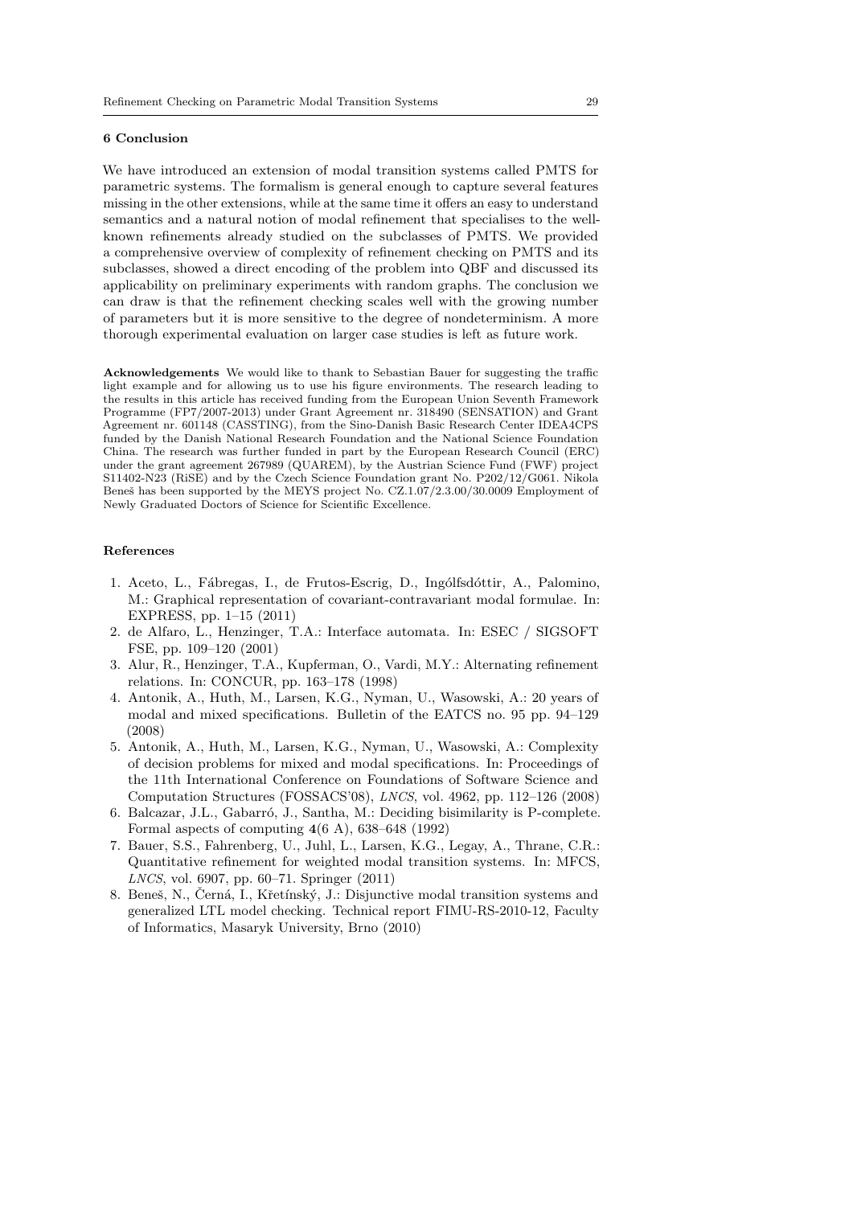## 6 Conclusion

We have introduced an extension of modal transition systems called PMTS for parametric systems. The formalism is general enough to capture several features missing in the other extensions, while at the same time it offers an easy to understand semantics and a natural notion of modal refinement that specialises to the well-known refinements already studied on the subclasses of PMTS. We provided a comprehensive overview of complexity of refinement checking on PMTS and its subclasses, showed a direct encoding of the problem into QBF and discussed its applicability on preliminary experiments with random graphs. The conclusion we can draw is that the refinement checking scales well with the growing number of parameters but it is more sensitive to the degree of nondeterminism. A more thorough experimental evaluation on larger case studies is left as future work.

**Acknowledgements** We would like to thank to Sebastian Bauer for suggesting the traffic light example and for allowing us to use his figure environments. The research leading to the results in this article has received funding from the European Union Seventh Framework Programme (FP7/2007-2013) under Grant Agreement nr. 318490 (SENSATION) and Grant Agreement nr. 601148 (CASSTING), from the Sino-Danish Basic Research Center IDEA4CPS funded by the Danish National Research Foundation and the National Science Foundation China. The research was further funded in part by the European Research Council (ERC) under the grant agreement 267989 (QUAREM), by the Austrian Science Fund (FWF) project S11402-N23 (RiSE) and by the Czech Science Foundation grant No. P202/12/G061. Nikola Beneš has been supported by the MEYS project No. CZ.1.07/2.3.00/30.0009 Employment of Newly Graduated Doctors of Science for Scientific Excellence.

## References

1. Aceto, L., Fábregas, I., de Frutos-Escrig, D., Ingólfsdóttir, A., Palomino, M.: Graphical representation of covariant-contravariant modal formulae. In: EXPRESS, pp. 1–15 (2011)
2. de Alfaro, L., Henzinger, T.A.: Interface automata. In: ESEC / SIGSOFT FSE, pp. 109–120 (2001)
3. Alur, R., Henzinger, T.A., Kupferman, O., Vardi, M.Y.: Alternating refinement relations. In: CONCUR, pp. 163–178 (1998)
4. Antonik, A., Huth, M., Larsen, K.G., Nyman, U., Wasowski, A.: 20 years of modal and mixed specifications. Bulletin of the EATCS no. 95 pp. 94–129 (2008)
5. Antonik, A., Huth, M., Larsen, K.G., Nyman, U., Wasowski, A.: Complexity of decision problems for mixed and modal specifications. In: Proceedings of the 11th International Conference on Foundations of Software Science and Computation Structures (FOSSACS'08), *LNCS*, vol. 4962, pp. 112–126 (2008)
6. Balcazar, J.L., Gabarró, J., Santha, M.: Deciding bisimilarity is P-complete. Formal aspects of computing **4**(6 A), 638–648 (1992)
7. Bauer, S.S., Fahrenberg, U., Juhl, L., Larsen, K.G., Legay, A., Thrane, C.R.: Quantitative refinement for weighted modal transition systems. In: MFCS, *LNCS*, vol. 6907, pp. 60–71. Springer (2011)
8. Beneš, N., Černá, I., Křetínský, J.: Disjunctive modal transition systems and generalized LTL model checking. Technical report FIMU-RS-2010-12, Faculty of Informatics, Masaryk University, Brno (2010)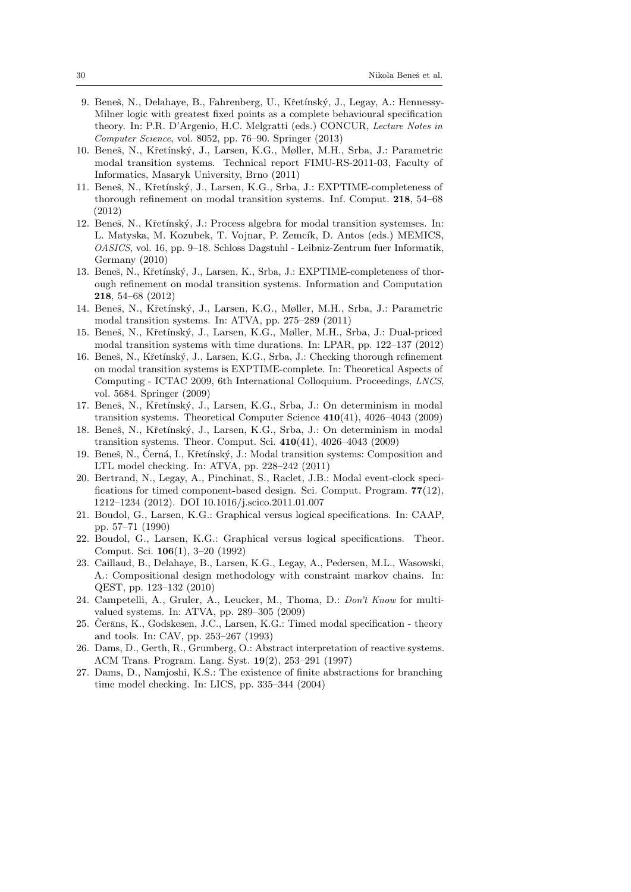9. Beneš, N., Delahaye, B., Fahrenberg, U., Křetínský, J., Legay, A.: Hennessy-Milner logic with greatest fixed points as a complete behavioural specification theory. In: P.R. D'Argenio, H.C. Melgratti (eds.) CONCUR, *Lecture Notes in Computer Science*, vol. 8052, pp. 76–90. Springer (2013)
10. Beneš, N., Křetínský, J., Larsen, K.G., Møller, M.H., Srba, J.: Parametric modal transition systems. Technical report FIMU-RS-2011-03, Faculty of Informatics, Masaryk University, Brno (2011)
11. Beneš, N., Křetínský, J., Larsen, K.G., Srba, J.: EXPTIME-completeness of thorough refinement on modal transition systems. Inf. Comput. **218**, 54–68 (2012)
12. Beneš, N., Křetínský, J.: Process algebra for modal transition systemses. In: L. Matyska, M. Kozubek, T. Vojnar, P. Zemcík, D. Antos (eds.) MEMICS, *OASICS*, vol. 16, pp. 9–18. Schloss Dagstuhl - Leibniz-Zentrum fuer Informatik, Germany (2010)
13. Beneš, N., Křetínský, J., Larsen, K., Srba, J.: EXPTIME-completeness of thorough refinement on modal transition systems. Information and Computation **218**, 54–68 (2012)
14. Beneš, N., Křetínský, J., Larsen, K.G., Møller, M.H., Srba, J.: Parametric modal transition systems. In: ATVA, pp. 275–289 (2011)
15. Beneš, N., Křetínský, J., Larsen, K.G., Møller, M.H., Srba, J.: Dual-priced modal transition systems with time durations. In: LPAR, pp. 122–137 (2012)
16. Beneš, N., Křetínský, J., Larsen, K.G., Srba, J.: Checking thorough refinement on modal transition systems is EXPTIME-complete. In: Theoretical Aspects of Computing - ICTAC 2009, 6th International Colloquium. Proceedings, *LNCS*, vol. 5684. Springer (2009)
17. Beneš, N., Křetínský, J., Larsen, K.G., Srba, J.: On determinism in modal transition systems. Theoretical Computer Science **410**(41), 4026–4043 (2009)
18. Beneš, N., Křetínský, J., Larsen, K.G., Srba, J.: On determinism in modal transition systems. Theor. Comput. Sci. **410**(41), 4026–4043 (2009)
19. Beneš, N., Černá, I., Křetínský, J.: Modal transition systems: Composition and LTL model checking. In: ATVA, pp. 228–242 (2011)
20. Bertrand, N., Legay, A., Pinchinat, S., Raclet, J.B.: Modal event-clock specifications for timed component-based design. Sci. Comput. Program. **77**(12), 1212–1234 (2012). DOI 10.1016/j.scico.2011.01.007
21. Boudol, G., Larsen, K.G.: Graphical versus logical specifications. In: CAAP, pp. 57–71 (1990)
22. Boudol, G., Larsen, K.G.: Graphical versus logical specifications. Theor. Comput. Sci. **106**(1), 3–20 (1992)
23. Caillaud, B., Delahaye, B., Larsen, K.G., Legay, A., Pedersen, M.L., Wasowski, A.: Compositional design methodology with constraint markov chains. In: QEST, pp. 123–132 (2010)
24. Campetelli, A., Gruler, A., Leucker, M., Thoma, D.: *Don't Know* for multi-valued systems. In: ATVA, pp. 289–305 (2009)
25. Čerāns, K., Godskesen, J.C., Larsen, K.G.: Timed modal specification - theory and tools. In: CAV, pp. 253–267 (1993)
26. Dams, D., Gerth, R., Grumberg, O.: Abstract interpretation of reactive systems. ACM Trans. Program. Lang. Syst. **19**(2), 253–291 (1997)
27. Dams, D., Namjoshi, K.S.: The existence of finite abstractions for branching time model checking. In: LICS, pp. 335–344 (2004)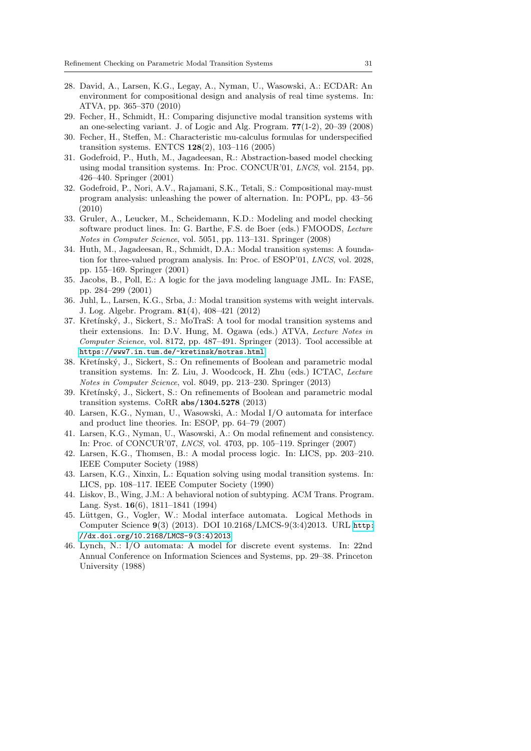28. David, A., Larsen, K.G., Legay, A., Nyman, U., Wasowski, A.: ECDAR: An environment for compositional design and analysis of real time systems. In: ATVA, pp. 365–370 (2010)
29. Fecher, H., Schmidt, H.: Comparing disjunctive modal transition systems with an one-selecting variant. J. of Logic and Alg. Program. **77**(1-2), 20–39 (2008)
30. Fecher, H., Steffen, M.: Characteristic mu-calculus formulas for underspecified transition systems. ENTCS **128**(2), 103–116 (2005)
31. Godefroid, P., Huth, M., Jagadeesan, R.: Abstraction-based model checking using modal transition systems. In: Proc. CONCUR'01, *LNCS*, vol. 2154, pp. 426–440. Springer (2001)
32. Godefroid, P., Nori, A.V., Rajamani, S.K., Tetali, S.: Compositional may-must program analysis: unleashing the power of alternation. In: POPL, pp. 43–56 (2010)
33. Gruler, A., Leucker, M., Scheidemann, K.D.: Modeling and model checking software product lines. In: G. Barthe, F.S. de Boer (eds.) FMOODS, *Lecture Notes in Computer Science*, vol. 5051, pp. 113–131. Springer (2008)
34. Huth, M., Jagadeesan, R., Schmidt, D.A.: Modal transition systems: A foundation for three-valued program analysis. In: Proc. of ESOP'01, *LNCS*, vol. 2028, pp. 155–169. Springer (2001)
35. Jacobs, B., Poll, E.: A logic for the java modeling language JML. In: FASE, pp. 284–299 (2001)
36. Juhl, L., Larsen, K.G., Srba, J.: Modal transition systems with weight intervals. J. Log. Algebr. Program. **81**(4), 408–421 (2012)
37. Křetínský, J., Sickert, S.: MoTraS: A tool for modal transition systems and their extensions. In: D.V. Hung, M. Ogawa (eds.) ATVA, *Lecture Notes in Computer Science*, vol. 8172, pp. 487–491. Springer (2013). Tool accessible at `https://www7.in.tum.de/~kretinsk/motras.html`
38. Křetínský, J., Sickert, S.: On refinements of Boolean and parametric modal transition systems. In: Z. Liu, J. Woodcock, H. Zhu (eds.) ICTAC, *Lecture Notes in Computer Science*, vol. 8049, pp. 213–230. Springer (2013)
39. Křetínský, J., Sickert, S.: On refinements of Boolean and parametric modal transition systems. CoRR **abs/1304.5278** (2013)
40. Larsen, K.G., Nyman, U., Wasowski, A.: Modal I/O automata for interface and product line theories. In: ESOP, pp. 64–79 (2007)
41. Larsen, K.G., Nyman, U., Wasowski, A.: On modal refinement and consistency. In: Proc. of CONCUR'07, *LNCS*, vol. 4703, pp. 105–119. Springer (2007)
42. Larsen, K.G., Thomsen, B.: A modal process logic. In: LICS, pp. 203–210. IEEE Computer Society (1988)
43. Larsen, K.G., Xinxin, L.: Equation solving using modal transition systems. In: LICS, pp. 108–117. IEEE Computer Society (1990)
44. Liskov, B., Wing, J.M.: A behavioral notion of subtyping. ACM Trans. Program. Lang. Syst. **16**(6), 1811–1841 (1994)
45. Lüttgen, G., Vogler, W.: Modal interface automata. Logical Methods in Computer Science **9**(3) (2013). DOI 10.2168/LMCS-9(3:4)2013. URL `http://dx.doi.org/10.2168/LMCS-9(3:4)2013`
46. Lynch, N.: I/O automata: A model for discrete event systems. In: 22nd Annual Conference on Information Sciences and Systems, pp. 29–38. Princeton University (1988)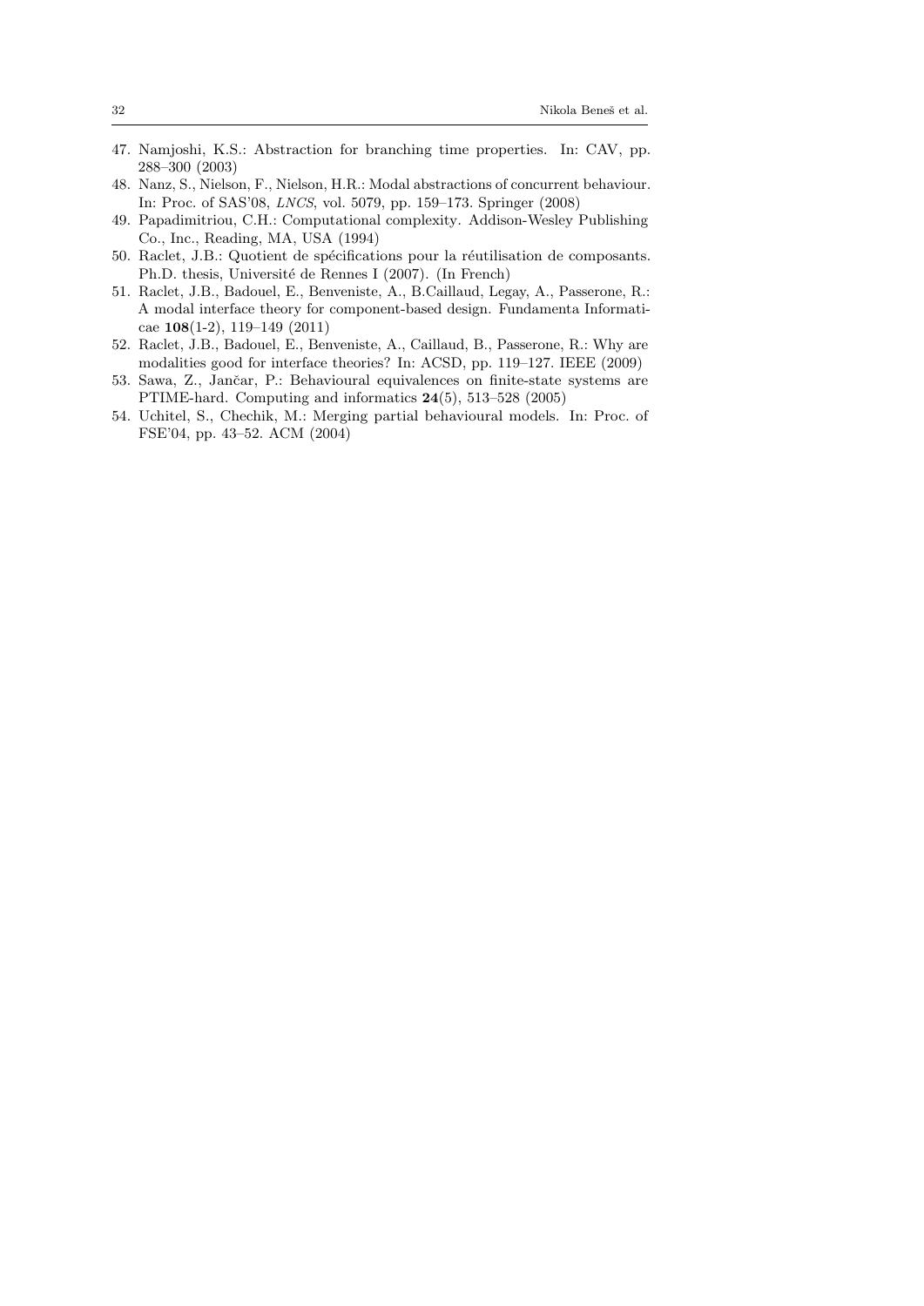47. Namjoshi, K.S.: Abstraction for branching time properties. In: CAV, pp. 288–300 (2003)
48. Nanz, S., Nielson, F., Nielson, H.R.: Modal abstractions of concurrent behaviour. In: Proc. of SAS'08, *LNCS*, vol. 5079, pp. 159–173. Springer (2008)
49. Papadimitriou, C.H.: Computational complexity. Addison-Wesley Publishing Co., Inc., Reading, MA, USA (1994)
50. Raclet, J.B.: Quotient de spécifications pour la réutilisation de composants. Ph.D. thesis, Université de Rennes I (2007). (In French)
51. Raclet, J.B., Badouel, E., Benveniste, A., B.Caillaud, Legay, A., Passerone, R.: A modal interface theory for component-based design. Fundamenta Informaticae **108**(1-2), 119–149 (2011)
52. Raclet, J.B., Badouel, E., Benveniste, A., Caillaud, B., Passerone, R.: Why are modalities good for interface theories? In: ACSD, pp. 119–127. IEEE (2009)
53. Sawa, Z., Jančar, P.: Behavioural equivalences on finite-state systems are PTIME-hard. Computing and informatics **24**(5), 513–528 (2005)
54. Uchitel, S., Chechik, M.: Merging partial behavioural models. In: Proc. of FSE'04, pp. 43–52. ACM (2004)